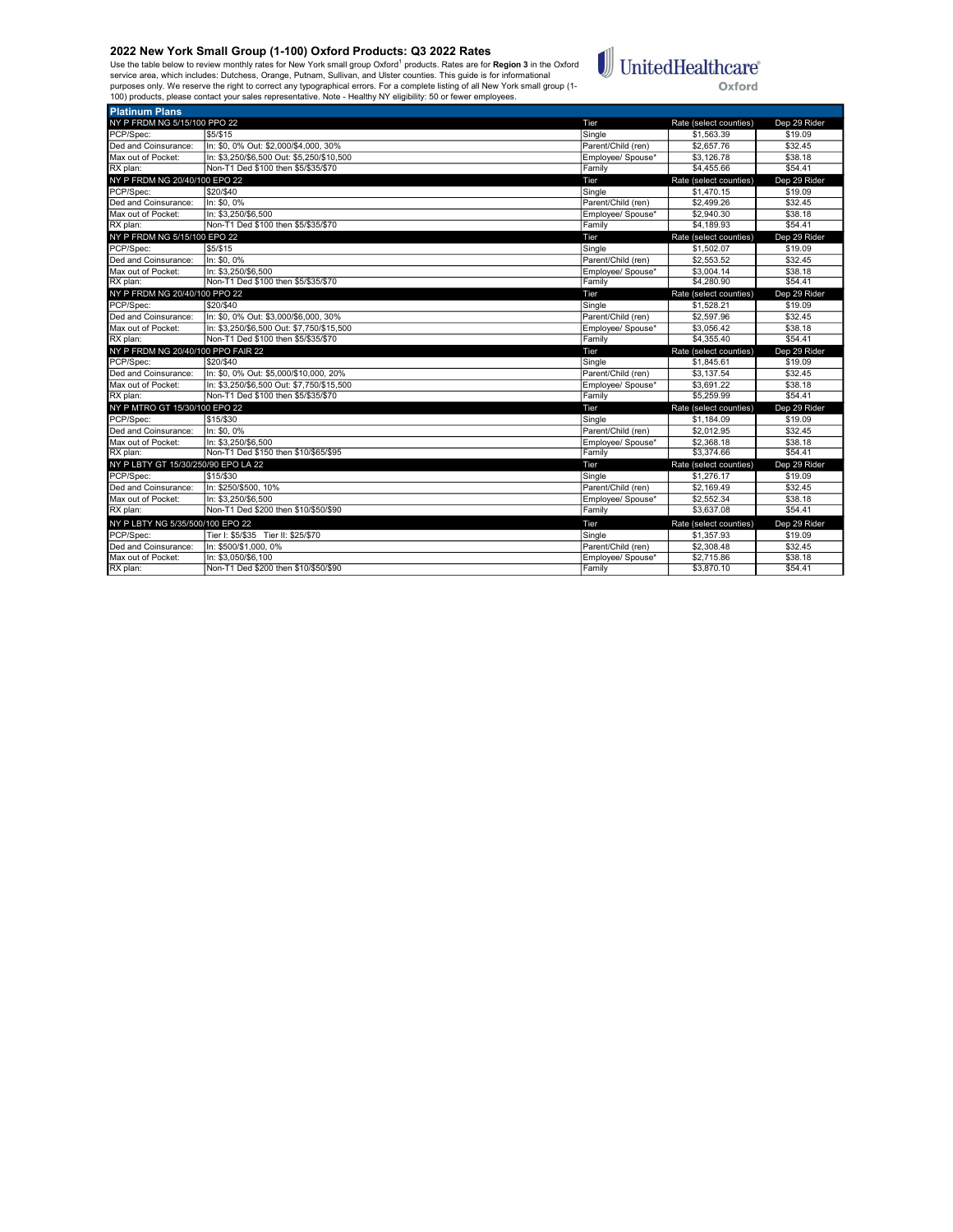## 2022 New York Small Group (1-100) Oxford Products: Q3 2022 Rates

Use the table below to review monthly rates for New York small group Oxford[1] products. Rates are for **Region 3** in the Oxford service area, which includes: Dutchess, Orange, Putnam, Sullivan, and Ulster counties. This guide is for informational purposes only. We reserve the right to correct any typographical errors. For a complete listing of all New York small group (1-100) products, please contact your sales representative. Note - Healthy NY eligibility: 50 or fewer employees.

UnitedHealthcare Oxford

| Platinum Plans | | | | |
|---|---|---|---|---|
| NY P FRDM NG 5/15/100 PPO 22 | | Tier | Rate (select counties) | Dep 29 Rider |
| PCP/Spec: | $5/$15 | Single | $1,563.39 | $19.09 |
| Ded and Coinsurance: | In: $0, 0% Out: $2,000/$4,000, 30% | Parent/Child (ren) | $2,657.76 | $32.45 |
| Max out of Pocket: | In: $3,250/$6,500 Out: $5,250/$10,500 | Employee/ Spouse* | $3,126.78 | $38.18 |
| RX plan: | Non-T1 Ded $100 then $5/$35/$70 | Family | $4,455.66 | $54.41 |
| NY P FRDM NG 20/40/100 EPO 22 | | Tier | Rate (select counties) | Dep 29 Rider |
| PCP/Spec: | $20/$40 | Single | $1,470.15 | $19.09 |
| Ded and Coinsurance: | In: $0, 0% | Parent/Child (ren) | $2,499.26 | $32.45 |
| Max out of Pocket: | In: $3,250/$6,500 | Employee/ Spouse* | $2,940.30 | $38.18 |
| RX plan: | Non-T1 Ded $100 then $5/$35/$70 | Family | $4,189.93 | $54.41 |
| NY P FRDM NG 5/15/100 EPO 22 | | Tier | Rate (select counties) | Dep 29 Rider |
| PCP/Spec: | $5/$15 | Single | $1,502.07 | $19.09 |
| Ded and Coinsurance: | In: $0, 0% | Parent/Child (ren) | $2,553.52 | $32.45 |
| Max out of Pocket: | In: $3,250/$6,500 | Employee/ Spouse* | $3,004.14 | $38.18 |
| RX plan: | Non-T1 Ded $100 then $5/$35/$70 | Family | $4,280.90 | $54.41 |
| NY P FRDM NG 20/40/100 PPO 22 | | Tier | Rate (select counties) | Dep 29 Rider |
| PCP/Spec: | $20/$40 | Single | $1,528.21 | $19.09 |
| Ded and Coinsurance: | In: $0, 0% Out: $3,000/$6,000, 30% | Parent/Child (ren) | $2,597.96 | $32.45 |
| Max out of Pocket: | In: $3,250/$6,500 Out: $7,750/$15,500 | Employee/ Spouse* | $3,056.42 | $38.18 |
| RX plan: | Non-T1 Ded $100 then $5/$35/$70 | Family | $4,355.40 | $54.41 |
| NY P FRDM NG 20/40/100 PPO FAIR 22 | | Tier | Rate (select counties) | Dep 29 Rider |
| PCP/Spec: | $20/$40 | Single | $1,845.61 | $19.09 |
| Ded and Coinsurance: | In: $0, 0% Out: $5,000/$10,000, 20% | Parent/Child (ren) | $3,137.54 | $32.45 |
| Max out of Pocket: | In: $3,250/$6,500 Out: $7,750/$15,500 | Employee/ Spouse* | $3,691.22 | $38.18 |
| RX plan: | Non-T1 Ded $100 then $5/$35/$70 | Family | $5,259.99 | $54.41 |
| NY P MTRO GT 15/30/100 EPO 22 | | Tier | Rate (select counties) | Dep 29 Rider |
| PCP/Spec: | $15/$30 | Single | $1,184.09 | $19.09 |
| Ded and Coinsurance: | In: $0, 0% | Parent/Child (ren) | $2,012.95 | $32.45 |
| Max out of Pocket: | In: $3,250/$6,500 | Employee/ Spouse* | $2,368.18 | $38.18 |
| RX plan: | Non-T1 Ded $150 then $10/$65/$95 | Family | $3,374.66 | $54.41 |
| NY P LBTY GT 15/30/250/90 EPO LA 22 | | Tier | Rate (select counties) | Dep 29 Rider |
| PCP/Spec: | $15/$30 | Single | $1,276.17 | $19.09 |
| Ded and Coinsurance: | In: $250/$500, 10% | Parent/Child (ren) | $2,169.49 | $32.45 |
| Max out of Pocket: | In: $3,250/$6,500 | Employee/ Spouse* | $2,552.34 | $38.18 |
| RX plan: | Non-T1 Ded $200 then $10/$50/$90 | Family | $3,637.08 | $54.41 |
| NY P LBTY NG 5/35/500/100 EPO 22 | | Tier | Rate (select counties) | Dep 29 Rider |
| PCP/Spec: | Tier I: $5/$35 Tier II: $25/$70 | Single | $1,357.93 | $19.09 |
| Ded and Coinsurance: | In: $500/$1,000, 0% | Parent/Child (ren) | $2,308.48 | $32.45 |
| Max out of Pocket: | In: $3,050/$6,100 | Employee/ Spouse* | $2,715.86 | $38.18 |
| RX plan: | Non-T1 Ded $200 then $10/$50/$90 | Family | $3,870.10 | $54.41 |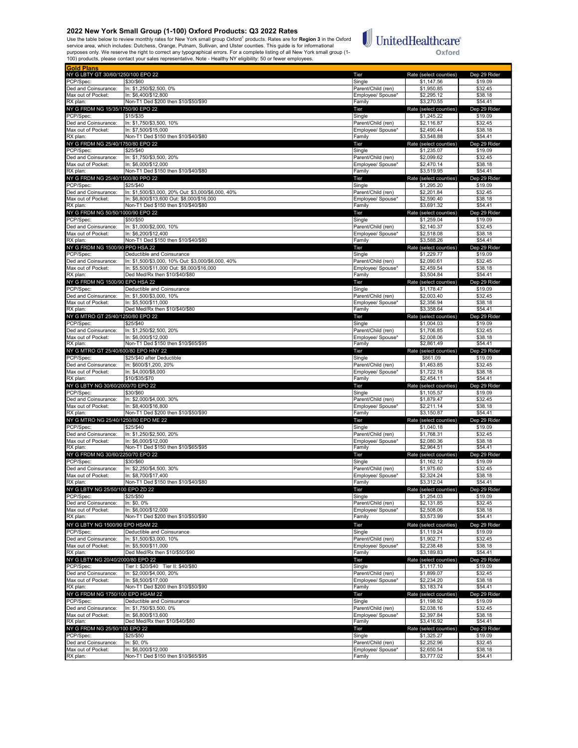## 2022 New York Small Group (1-100) Oxford Products: Q3 2022 Rates

Use the table below to review monthly rates for New York small group Oxford[1] products. Rates are for **Region 3** in the Oxford service area, which includes: Dutchess, Orange, Putnam, Sullivan, and Ulster counties. This guide is for informational purposes only. We reserve the right to correct any typographical errors. For a complete listing of all New York small group (1-100) products, please contact your sales representative. Note - Healthy NY eligibility: 50 or fewer employees.

UnitedHealthcare Oxford

**Gold Plans**

| NY G LBTY GT 30/60/1250/100 EPO 22 | | Tier | Rate (select counties) | Dep 29 Rider |
|---|---|---|---|---|
| PCP/Spec: | $30/$60 | Single | $1,147.56 | $19.09 |
| Ded and Coinsurance: | In: $1,250/$2,500, 0% | Parent/Child (ren) | $1,950.85 | $32.45 |
| Max out of Pocket: | In: $6,400/$12,800 | Employee/ Spouse* | $2,295.12 | $38.18 |
| RX plan: | Non-T1 Ded $200 then $10/$50/$90 | Family | $3,270.55 | $54.41 |
| **NY G FRDM NG 15/35/1750/90 EPO 22** | | **Tier** | **Rate (select counties)** | **Dep 29 Rider** |
| PCP/Spec: | $15/$35 | Single | $1,245.22 | $19.09 |
| Ded and Coinsurance: | In: $1,750/$3,500, 10% | Parent/Child (ren) | $2,116.87 | $32.45 |
| Max out of Pocket: | In: $7,500/$15,000 | Employee/ Spouse* | $2,490.44 | $38.18 |
| RX plan: | Non-T1 Ded $150 then $10/$40/$80 | Family | $3,548.88 | $54.41 |
| **NY G FRDM NG 25/40/1750/80 EPO 22** | | **Tier** | **Rate (select counties)** | **Dep 29 Rider** |
| PCP/Spec: | $25/$40 | Single | $1,235.07 | $19.09 |
| Ded and Coinsurance: | In: $1,750/$3,500, 20% | Parent/Child (ren) | $2,099.62 | $32.45 |
| Max out of Pocket: | In: $6,000/$12,000 | Employee/ Spouse* | $2,470.14 | $38.18 |
| RX plan: | Non-T1 Ded $150 then $10/$40/$80 | Family | $3,519.95 | $54.41 |
| **NY G FRDM NG 25/40/1500/80 PPO 22** | | **Tier** | **Rate (select counties)** | **Dep 29 Rider** |
| PCP/Spec: | $25/$40 | Single | $1,295.20 | $19.09 |
| Ded and Coinsurance: | In: $1,500/$3,000, 20% Out: $3,000/$6,000, 40% | Parent/Child (ren) | $2,201.84 | $32.45 |
| Max out of Pocket: | In: $6,800/$13,600 Out: $8,000/$16,000 | Employee/ Spouse* | $2,590.40 | $38.18 |
| RX plan: | Non-T1 Ded $150 then $10/$40/$80 | Family | $3,691.32 | $54.41 |
| **NY G FRDM NG 50/50/1000/90 EPO 22** | | **Tier** | **Rate (select counties)** | **Dep 29 Rider** |
| PCP/Spec: | $50/$50 | Single | $1,259.04 | $19.09 |
| Ded and Coinsurance: | In: $1,000/$2,000, 10% | Parent/Child (ren) | $2,140.37 | $32.45 |
| Max out of Pocket: | In: $6,200/$12,400 | Employee/ Spouse* | $2,518.08 | $38.18 |
| RX plan: | Non-T1 Ded $150 then $10/$40/$80 | Family | $3,588.26 | $54.41 |
| **NY G FRDM NG 1500/90 PPO HSA 22** | | **Tier** | **Rate (select counties)** | **Dep 29 Rider** |
| PCP/Spec: | Deductible and Coinsurance | Single | $1,229.77 | $19.09 |
| Ded and Coinsurance: | In: $1,500/$3,000, 10% Out: $3,000/$6,000, 40% | Parent/Child (ren) | $2,090.61 | $32.45 |
| Max out of Pocket: | In: $5,500/$11,000 Out: $8,000/$16,000 | Employee/ Spouse* | $2,459.54 | $38.18 |
| RX plan: | Ded Med/Rx then $10/$40/$80 | Family | $3,504.84 | $54.41 |
| **NY G FRDM NG 1500/90 EPO HSA 22** | | **Tier** | **Rate (select counties)** | **Dep 29 Rider** |
| PCP/Spec: | Deductible and Coinsurance | Single | $1,178.47 | $19.09 |
| Ded and Coinsurance: | In: $1,500/$3,000, 10% | Parent/Child (ren) | $2,003.40 | $32.45 |
| Max out of Pocket: | In: $5,500/$11,000 | Employee/ Spouse* | $2,356.94 | $38.18 |
| RX plan: | Ded Med/Rx then $10/$40/$80 | Family | $3,358.64 | $54.41 |
| **NY G MTRO GT 25/40/1250/80 EPO 22** | | **Tier** | **Rate (select counties)** | **Dep 29 Rider** |
| PCP/Spec: | $25/$40 | Single | $1,004.03 | $19.09 |
| Ded and Coinsurance: | In: $1,250/$2,500, 20% | Parent/Child (ren) | $1,706.85 | $32.45 |
| Max out of Pocket: | In: $6,000/$12,000 | Employee/ Spouse* | $2,008.06 | $38.18 |
| RX plan: | Non-T1 Ded $150 then $10/$65/$95 | Family | $2,861.49 | $54.41 |
| **NY G MTRO GT 25/40/600/80 EPO HNY 22** | | **Tier** | **Rate (select counties)** | **Dep 29 Rider** |
| PCP/Spec: | $25/$40 after Deductible | Single | $861.09 | $19.09 |
| Ded and Coinsurance: | In: $600/$1,200, 20% | Parent/Child (ren) | $1,463.85 | $32.45 |
| Max out of Pocket: | In: $4,000/$8,000 | Employee/ Spouse* | $1,722.18 | $38.18 |
| RX plan: | $10/$35/$70 | Family | $2,454.11 | $54.41 |
| **NY G LBTY NG 30/60/2000/70 EPO 22** | | **Tier** | **Rate (select counties)** | **Dep 29 Rider** |
| PCP/Spec: | $30/$60 | Single | $1,105.57 | $19.09 |
| Ded and Coinsurance: | In: $2,000/$4,000, 30% | Parent/Child (ren) | $1,879.47 | $32.45 |
| Max out of Pocket: | In: $8,400/$16,800 | Employee/ Spouse* | $2,211.14 | $38.18 |
| RX plan: | Non-T1 Ded $200 then $10/$50/$90 | Family | $3,150.87 | $54.41 |
| **NY G MTRO NG 25/40/1250/80 EPO ME 22** | | **Tier** | **Rate (select counties)** | **Dep 29 Rider** |
| PCP/Spec: | $25/$40 | Single | $1,040.18 | $19.09 |
| Ded and Coinsurance: | In: $1,250/$2,500, 20% | Parent/Child (ren) | $1,768.31 | $32.45 |
| Max out of Pocket: | In: $6,000/$12,000 | Employee/ Spouse* | $2,080.36 | $38.18 |
| RX plan: | Non-T1 Ded $150 then $10/$65/$95 | Family | $2,964.51 | $54.41 |
| **NY G FRDM NG 30/60/2250/70 EPO 22** | | **Tier** | **Rate (select counties)** | **Dep 29 Rider** |
| PCP/Spec: | $30/$60 | Single | $1,162.12 | $19.09 |
| Ded and Coinsurance: | In: $2,250/$4,500, 30% | Parent/Child (ren) | $1,975.60 | $32.45 |
| Max out of Pocket: | In: $8,700/$17,400 | Employee/ Spouse* | $2,324.24 | $38.18 |
| RX plan: | Non-T1 Ded $150 then $10/$40/$80 | Family | $3,312.04 | $54.41 |
| **NY G LBTY NG 25/50/100 EPO ZD 22** | | **Tier** | **Rate (select counties)** | **Dep 29 Rider** |
| PCP/Spec: | $25/$50 | Single | $1,254.03 | $19.09 |
| Ded and Coinsurance: | In: $0, 0% | Parent/Child (ren) | $2,131.85 | $32.45 |
| Max out of Pocket: | In: $6,000/$12,000 | Employee/ Spouse* | $2,508.06 | $38.18 |
| RX plan: | Non-T1 Ded $200 then $10/$50/$90 | Family | $3,573.99 | $54.41 |
| **NY G LBTY NG 1500/90 EPO HSAM 22** | | **Tier** | **Rate (select counties)** | **Dep 29 Rider** |
| PCP/Spec: | Deductible and Coinsurance | Single | $1,119.24 | $19.09 |
| Ded and Coinsurance: | In: $1,500/$3,000, 10% | Parent/Child (ren) | $1,902.71 | $32.45 |
| Max out of Pocket: | In: $5,500/$11,000 | Employee/ Spouse* | $2,238.48 | $38.18 |
| RX plan: | Ded Med/Rx then $10/$50/$90 | Family | $3,189.83 | $54.41 |
| **NY G LBTY NG 20/40/2000/80 EPO 22** | | **Tier** | **Rate (select counties)** | **Dep 29 Rider** |
| PCP/Spec: | Tier I: $20/$40 Tier II: $40/$80 | Single | $1,117.10 | $19.09 |
| Ded and Coinsurance: | In: $2,000/$4,000, 20% | Parent/Child (ren) | $1,899.07 | $32.45 |
| Max out of Pocket: | In: $8,500/$17,000 | Employee/ Spouse* | $2,234.20 | $38.18 |
| RX plan: | Non-T1 Ded $200 then $10/$50/$90 | Family | $3,183.74 | $54.41 |
| **NY G FRDM NG 1750/100 EPO HSAM 22** | | **Tier** | **Rate (select counties)** | **Dep 29 Rider** |
| PCP/Spec: | Deductible and Coinsurance | Single | $1,198.92 | $19.09 |
| Ded and Coinsurance: | In: $1,750/$3,500, 0% | Parent/Child (ren) | $2,038.16 | $32.45 |
| Max out of Pocket: | In: $6,800/$13,600 | Employee/ Spouse* | $2,397.84 | $38.18 |
| RX plan: | Ded Med/Rx then $10/$40/$80 | Family | $3,416.92 | $54.41 |
| **NY G FRDM NG 25/50/100 EPO 22** | | **Tier** | **Rate (select counties)** | **Dep 29 Rider** |
| PCP/Spec: | $25/$50 | Single | $1,325.27 | $19.09 |
| Ded and Coinsurance: | In: $0, 0% | Parent/Child (ren) | $2,252.96 | $32.45 |
| Max out of Pocket: | In: $6,000/$12,000 | Employee/ Spouse* | $2,650.54 | $38.18 |
| RX plan: | Non-T1 Ded $150 then $10/$65/$95 | Family | $3,777.02 | $54.41 |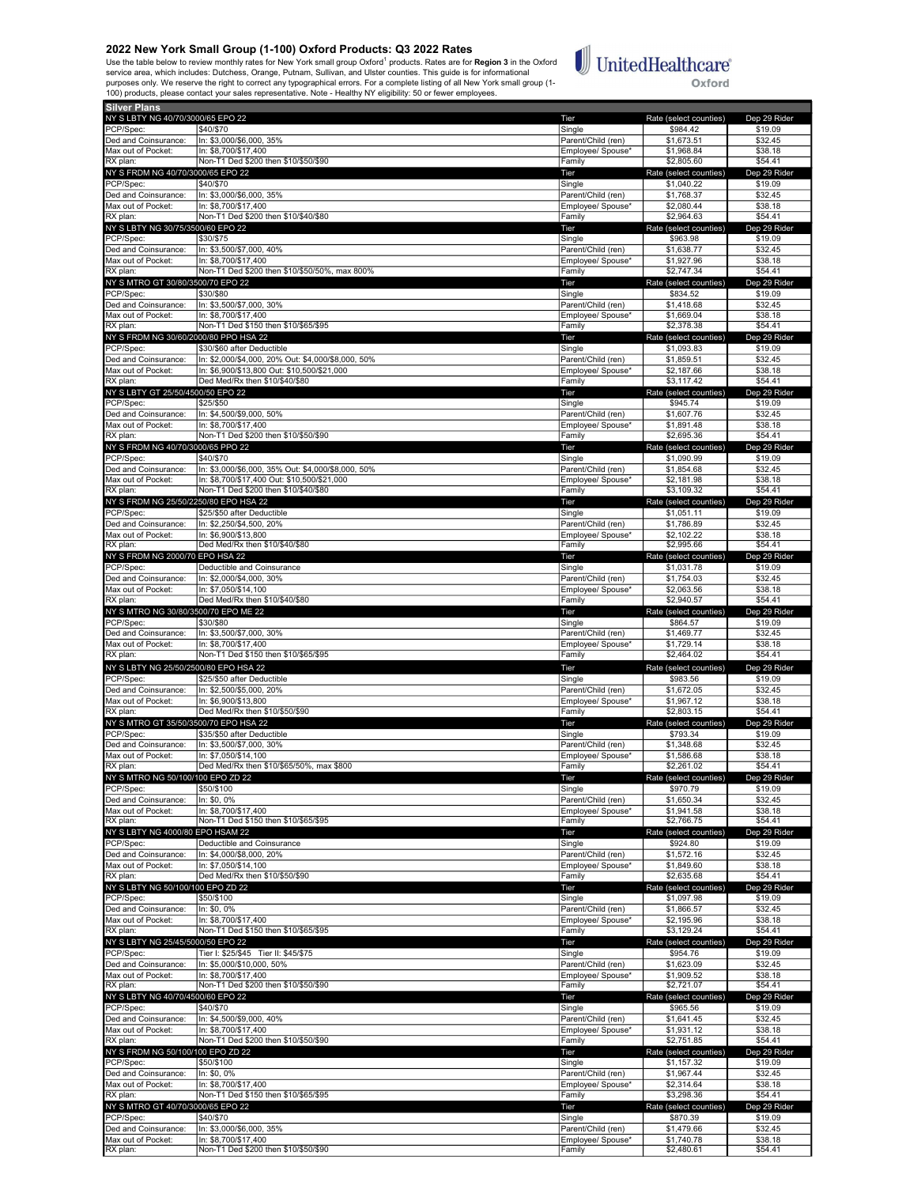## 2022 New York Small Group (1-100) Oxford Products: Q3 2022 Rates

Use the table below to review monthly rates for New York small group Oxford[1] products. Rates are for **Region 3** in the Oxford service area, which includes: Dutchess, Orange, Putnam, Sullivan, and Ulster counties. This guide is for informational purposes only. We reserve the right to correct any typographical errors. For a complete listing of all New York small group (1-100) products, please contact your sales representative. Note - Healthy NY eligibility: 50 or fewer employees.

**Silver Plans**

| NY S LBTY NG 40/70/3000/65 EPO 22 | | Tier | Rate (select counties) | Dep 29 Rider |
|---|---|---|---|---|
| PCP/Spec: | $40/$70 | Single | $984.42 | $19.09 |
| Ded and Coinsurance: | In: $3,000/$6,000, 35% | Parent/Child (ren) | $1,673.51 | $32.45 |
| Max out of Pocket: | In: $8,700/$17,400 | Employee/ Spouse* | $1,968.84 | $38.18 |
| RX plan: | Non-T1 Ded $200 then $10/$50/$90 | Family | $2,805.60 | $54.41 |
| **NY S FRDM NG 40/70/3000/65 EPO 22** | | **Tier** | **Rate (select counties)** | **Dep 29 Rider** |
| PCP/Spec: | $40/$70 | Single | $1,040.22 | $19.09 |
| Ded and Coinsurance: | In: $3,000/$6,000, 35% | Parent/Child (ren) | $1,768.37 | $32.45 |
| Max out of Pocket: | In: $8,700/$17,400 | Employee/ Spouse* | $2,080.44 | $38.18 |
| RX plan: | Non-T1 Ded $200 then $10/$40/$80 | Family | $2,964.63 | $54.41 |
| **NY S LBTY NG 30/75/3500/60 EPO 22** | | **Tier** | **Rate (select counties)** | **Dep 29 Rider** |
| PCP/Spec: | $30/$75 | Single | $963.98 | $19.09 |
| Ded and Coinsurance: | In: $3,500/$7,000, 40% | Parent/Child (ren) | $1,638.77 | $32.45 |
| Max out of Pocket: | In: $8,700/$17,400 | Employee/ Spouse* | $1,927.96 | $38.18 |
| RX plan: | Non-T1 Ded $200 then $10/$50/50%, max 800% | Family | $2,747.34 | $54.41 |
| **NY S MTRO GT 30/80/3500/70 EPO 22** | | **Tier** | **Rate (select counties)** | **Dep 29 Rider** |
| PCP/Spec: | $30/$80 | Single | $834.52 | $19.09 |
| Ded and Coinsurance: | In: $3,500/$7,000, 30% | Parent/Child (ren) | $1,418.68 | $32.45 |
| Max out of Pocket: | In: $8,700/$17,400 | Employee/ Spouse* | $1,669.04 | $38.18 |
| RX plan: | Non-T1 Ded $150 then $10/$65/$95 | Family | $2,378.38 | $54.41 |
| **NY S FRDM NG 30/60/2000/80 PPO HSA 22** | | **Tier** | **Rate (select counties)** | **Dep 29 Rider** |
| PCP/Spec: | $30/$60 after Deductible | Single | $1,093.83 | $19.09 |
| Ded and Coinsurance: | In: $2,000/$4,000, 20% Out: $4,000/$8,000, 50% | Parent/Child (ren) | $1,859.51 | $32.45 |
| Max out of Pocket: | In: $6,900/$13,800 Out: $10,500/$21,000 | Employee/ Spouse* | $2,187.66 | $38.18 |
| RX plan: | Ded Med/Rx then $10/$40/$80 | Family | $3,117.42 | $54.41 |
| **NY S LBTY GT 25/50/4500/50 EPO 22** | | **Tier** | **Rate (select counties)** | **Dep 29 Rider** |
| PCP/Spec: | $25/$50 | Single | $945.74 | $19.09 |
| Ded and Coinsurance: | In: $4,500/$9,000, 50% | Parent/Child (ren) | $1,607.76 | $32.45 |
| Max out of Pocket: | In: $8,700/$17,400 | Employee/ Spouse* | $1,891.48 | $38.18 |
| RX plan: | Non-T1 Ded $200 then $10/$50/$90 | Family | $2,695.36 | $54.41 |
| **NY S FRDM NG 40/70/3000/65 PPO 22** | | **Tier** | **Rate (select counties)** | **Dep 29 Rider** |
| PCP/Spec: | $40/$70 | Single | $1,090.99 | $19.09 |
| Ded and Coinsurance: | In: $3,000/$6,000, 35% Out: $4,000/$8,000, 50% | Parent/Child (ren) | $1,854.68 | $32.45 |
| Max out of Pocket: | In: $8,700/$17,400 Out: $10,500/$21,000 | Employee/ Spouse* | $2,181.98 | $38.18 |
| RX plan: | Non-T1 Ded $200 then $10/$40/$80 | Family | $3,109.32 | $54.41 |
| **NY S FRDM NG 25/50/2250/80 EPO HSA 22** | | **Tier** | **Rate (select counties)** | **Dep 29 Rider** |
| PCP/Spec: | $25/$50 after Deductible | Single | $1,051.11 | $19.09 |
| Ded and Coinsurance: | In: $2,250/$4,500, 20% | Parent/Child (ren) | $1,786.89 | $32.45 |
| Max out of Pocket: | In: $6,900/$13,800 | Employee/ Spouse* | $2,102.22 | $38.18 |
| RX plan: | Ded Med/Rx then $10/$40/$80 | Family | $2,995.66 | $54.41 |
| **NY S FRDM NG 2000/70 EPO HSA 22** | | **Tier** | **Rate (select counties)** | **Dep 29 Rider** |
| PCP/Spec: | Deductible and Coinsurance | Single | $1,031.78 | $19.09 |
| Ded and Coinsurance: | In: $2,000/$4,000, 30% | Parent/Child (ren) | $1,754.03 | $32.45 |
| Max out of Pocket: | In: $7,050/$14,100 | Employee/ Spouse* | $2,063.56 | $38.18 |
| RX plan: | Ded Med/Rx then $10/$40/$80 | Family | $2,940.57 | $54.41 |
| **NY S MTRO NG 30/80/3500/70 EPO ME 22** | | **Tier** | **Rate (select counties)** | **Dep 29 Rider** |
| PCP/Spec: | $30/$80 | Single | $864.57 | $19.09 |
| Ded and Coinsurance: | In: $3,500/$7,000, 30% | Parent/Child (ren) | $1,469.77 | $32.45 |
| Max out of Pocket: | In: $8,700/$17,400 | Employee/ Spouse* | $1,729.14 | $38.18 |
| RX plan: | Non-T1 Ded $150 then $10/$65/$95 | Family | $2,464.02 | $54.41 |
| **NY S LBTY NG 25/50/2500/80 EPO HSA 22** | | **Tier** | **Rate (select counties)** | **Dep 29 Rider** |
| PCP/Spec: | $25/$50 after Deductible | Single | $983.56 | $19.09 |
| Ded and Coinsurance: | In: $2,500/$5,000, 20% | Parent/Child (ren) | $1,672.05 | $32.45 |
| Max out of Pocket: | In: $6,900/$13,800 | Employee/ Spouse* | $1,967.12 | $38.18 |
| RX plan: | Ded Med/Rx then $10/$50/$90 | Family | $2,803.15 | $54.41 |
| **NY S MTRO GT 35/50/3500/70 EPO HSA 22** | | **Tier** | **Rate (select counties)** | **Dep 29 Rider** |
| PCP/Spec: | $35/$50 after Deductible | Single | $793.34 | $19.09 |
| Ded and Coinsurance: | In: $3,500/$7,000, 30% | Parent/Child (ren) | $1,348.68 | $32.45 |
| Max out of Pocket: | In: $7,050/$14,100 | Employee/ Spouse* | $1,586.68 | $38.18 |
| RX plan: | Ded Med/Rx then $10/$65/50%, max $800 | Family | $2,261.02 | $54.41 |
| **NY S MTRO NG 50/100/100 EPO ZD 22** | | **Tier** | **Rate (select counties)** | **Dep 29 Rider** |
| PCP/Spec: | $50/$100 | Single | $970.79 | $19.09 |
| Ded and Coinsurance: | In: $0, 0% | Parent/Child (ren) | $1,650.34 | $32.45 |
| Max out of Pocket: | In: $8,700/$17,400 | Employee/ Spouse* | $1,941.58 | $38.18 |
| RX plan: | Non-T1 Ded $150 then $10/$65/$95 | Family | $2,766.75 | $54.41 |
| **NY S LBTY NG 4000/80 EPO HSAM 22** | | **Tier** | **Rate (select counties)** | **Dep 29 Rider** |
| PCP/Spec: | Deductible and Coinsurance | Single | $924.80 | $19.09 |
| Ded and Coinsurance: | In: $4,000/$8,000, 20% | Parent/Child (ren) | $1,572.16 | $32.45 |
| Max out of Pocket: | In: $7,050/$14,100 | Employee/ Spouse* | $1,849.60 | $38.18 |
| RX plan: | Ded Med/Rx then $10/$50/$90 | Family | $2,635.68 | $54.41 |
| **NY S LBTY NG 50/100/100 EPO ZD 22** | | **Tier** | **Rate (select counties)** | **Dep 29 Rider** |
| PCP/Spec: | $50/$100 | Single | $1,097.98 | $19.09 |
| Ded and Coinsurance: | In: $0, 0% | Parent/Child (ren) | $1,866.57 | $32.45 |
| Max out of Pocket: | In: $8,700/$17,400 | Employee/ Spouse* | $2,195.96 | $38.18 |
| RX plan: | Non-T1 Ded $150 then $10/$65/$95 | Family | $3,129.24 | $54.41 |
| **NY S LBTY NG 25/45/5000/50 EPO 22** | | **Tier** | **Rate (select counties)** | **Dep 29 Rider** |
| PCP/Spec: | Tier I: $25/$45 Tier II: $45/$75 | Single | $954.76 | $19.09 |
| Ded and Coinsurance: | In: $5,000/$10,000, 50% | Parent/Child (ren) | $1,623.09 | $32.45 |
| Max out of Pocket: | In: $8,700/$17,400 | Employee/ Spouse* | $1,909.52 | $38.18 |
| RX plan: | Non-T1 Ded $200 then $10/$50/$90 | Family | $2,721.07 | $54.41 |
| **NY S LBTY NG 40/70/4500/60 EPO 22** | | **Tier** | **Rate (select counties)** | **Dep 29 Rider** |
| PCP/Spec: | $40/$70 | Single | $965.56 | $19.09 |
| Ded and Coinsurance: | In: $4,500/$9,000, 40% | Parent/Child (ren) | $1,641.45 | $32.45 |
| Max out of Pocket: | In: $8,700/$17,400 | Employee/ Spouse* | $1,931.12 | $38.18 |
| RX plan: | Non-T1 Ded $200 then $10/$50/$90 | Family | $2,751.85 | $54.41 |
| **NY S FRDM NG 50/100/100 EPO ZD 22** | | **Tier** | **Rate (select counties)** | **Dep 29 Rider** |
| PCP/Spec: | $50/$100 | Single | $1,157.32 | $19.09 |
| Ded and Coinsurance: | In: $0, 0% | Parent/Child (ren) | $1,967.44 | $32.45 |
| Max out of Pocket: | In: $8,700/$17,400 | Employee/ Spouse* | $2,314.64 | $38.18 |
| RX plan: | Non-T1 Ded $150 then $10/$65/$95 | Family | $3,298.36 | $54.41 |
| **NY S MTRO GT 40/70/3000/65 EPO 22** | | **Tier** | **Rate (select counties)** | **Dep 29 Rider** |
| PCP/Spec: | $40/$70 | Single | $870.39 | $19.09 |
| Ded and Coinsurance: | In: $3,000/$6,000, 35% | Parent/Child (ren) | $1,479.66 | $32.45 |
| Max out of Pocket: | In: $8,700/$17,400 | Employee/ Spouse* | $1,740.78 | $38.18 |
| RX plan: | Non-T1 Ded $200 then $10/$50/$90 | Family | $2,480.61 | $54.41 |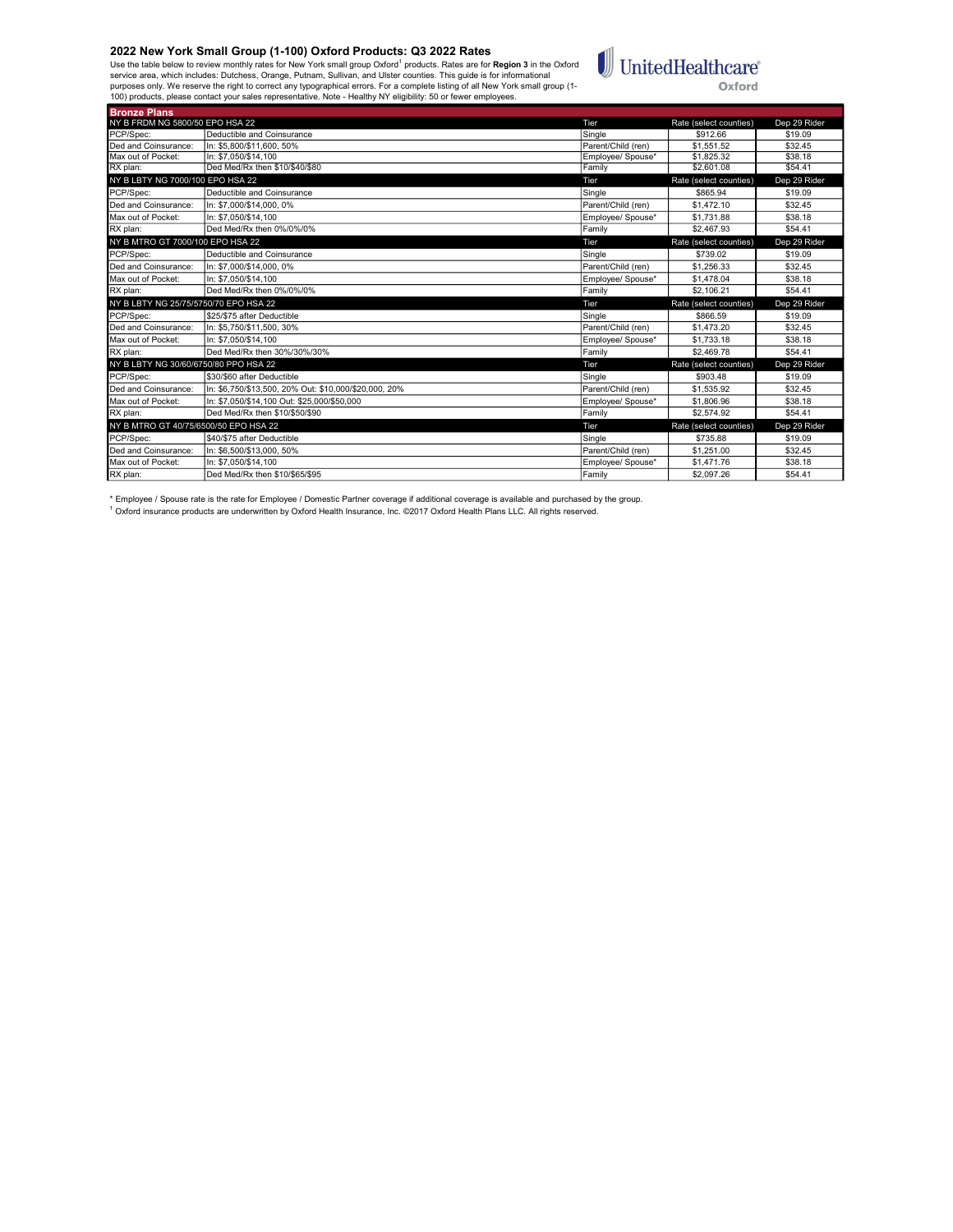## 2022 New York Small Group (1-100) Oxford Products: Q3 2022 Rates

Use the table below to review monthly rates for New York small group Oxford[1] products. Rates are for **Region 3** in the Oxford service area, which includes: Dutchess, Orange, Putnam, Sullivan, and Ulster counties. This guide is for informational purposes only. We reserve the right to correct any typographical errors. For a complete listing of all New York small group (1-100) products, please contact your sales representative. Note - Healthy NY eligibility: 50 or fewer employees.

UnitedHealthcare Oxford

| Bronze Plans | | | | |
|---|---|---|---|---|
| NY B FRDM NG 5800/50 EPO HSA 22 | | Tier | Rate (select counties) | Dep 29 Rider |
| PCP/Spec: | Deductible and Coinsurance | Single | $912.66 | $19.09 |
| Ded and Coinsurance: | In: $5,800/$11,600, 50% | Parent/Child (ren) | $1,551.52 | $32.45 |
| Max out of Pocket: | In: $7,050/$14,100 | Employee/ Spouse* | $1,825.32 | $38.18 |
| RX plan: | Ded Med/Rx then $10/$40/$80 | Family | $2,601.08 | $54.41 |
| NY B LBTY NG 7000/100 EPO HSA 22 | | Tier | Rate (select counties) | Dep 29 Rider |
| PCP/Spec: | Deductible and Coinsurance | Single | $865.94 | $19.09 |
| Ded and Coinsurance: | In: $7,000/$14,000, 0% | Parent/Child (ren) | $1,472.10 | $32.45 |
| Max out of Pocket: | In: $7,050/$14,100 | Employee/ Spouse* | $1,731.88 | $38.18 |
| RX plan: | Ded Med/Rx then 0%/0%/0% | Family | $2,467.93 | $54.41 |
| NY B MTRO GT 7000/100 EPO HSA 22 | | Tier | Rate (select counties) | Dep 29 Rider |
| PCP/Spec: | Deductible and Coinsurance | Single | $739.02 | $19.09 |
| Ded and Coinsurance: | In: $7,000/$14,000, 0% | Parent/Child (ren) | $1,256.33 | $32.45 |
| Max out of Pocket: | In: $7,050/$14,100 | Employee/ Spouse* | $1,478.04 | $38.18 |
| RX plan: | Ded Med/Rx then 0%/0%/0% | Family | $2,106.21 | $54.41 |
| NY B LBTY NG 25/75/5750/70 EPO HSA 22 | | Tier | Rate (select counties) | Dep 29 Rider |
| PCP/Spec: | $25/$75 after Deductible | Single | $866.59 | $19.09 |
| Ded and Coinsurance: | In: $5,750/$11,500, 30% | Parent/Child (ren) | $1,473.20 | $32.45 |
| Max out of Pocket: | In: $7,050/$14,100 | Employee/ Spouse* | $1,733.18 | $38.18 |
| RX plan: | Ded Med/Rx then 30%/30%/30% | Family | $2,469.78 | $54.41 |
| NY B LBTY NG 30/60/6750/80 PPO HSA 22 | | Tier | Rate (select counties) | Dep 29 Rider |
| PCP/Spec: | $30/$60 after Deductible | Single | $903.48 | $19.09 |
| Ded and Coinsurance: | In: $6,750/$13,500, 20% Out: $10,000/$20,000, 20% | Parent/Child (ren) | $1,535.92 | $32.45 |
| Max out of Pocket: | In: $7,050/$14,100 Out: $25,000/$50,000 | Employee/ Spouse* | $1,806.96 | $38.18 |
| RX plan: | Ded Med/Rx then $10/$50/$90 | Family | $2,574.92 | $54.41 |
| NY B MTRO GT 40/75/6500/50 EPO HSA 22 | | Tier | Rate (select counties) | Dep 29 Rider |
| PCP/Spec: | $40/$75 after Deductible | Single | $735.88 | $19.09 |
| Ded and Coinsurance: | In: $6,500/$13,000, 50% | Parent/Child (ren) | $1,251.00 | $32.45 |
| Max out of Pocket: | In: $7,050/$14,100 | Employee/ Spouse* | $1,471.76 | $38.18 |
| RX plan: | Ded Med/Rx then $10/$65/$95 | Family | $2,097.26 | $54.41 |

* Employee / Spouse rate is the rate for Employee / Domestic Partner coverage if additional coverage is available and purchased by the group.

[1] Oxford insurance products are underwritten by Oxford Health Insurance, Inc. ©2017 Oxford Health Plans LLC. All rights reserved.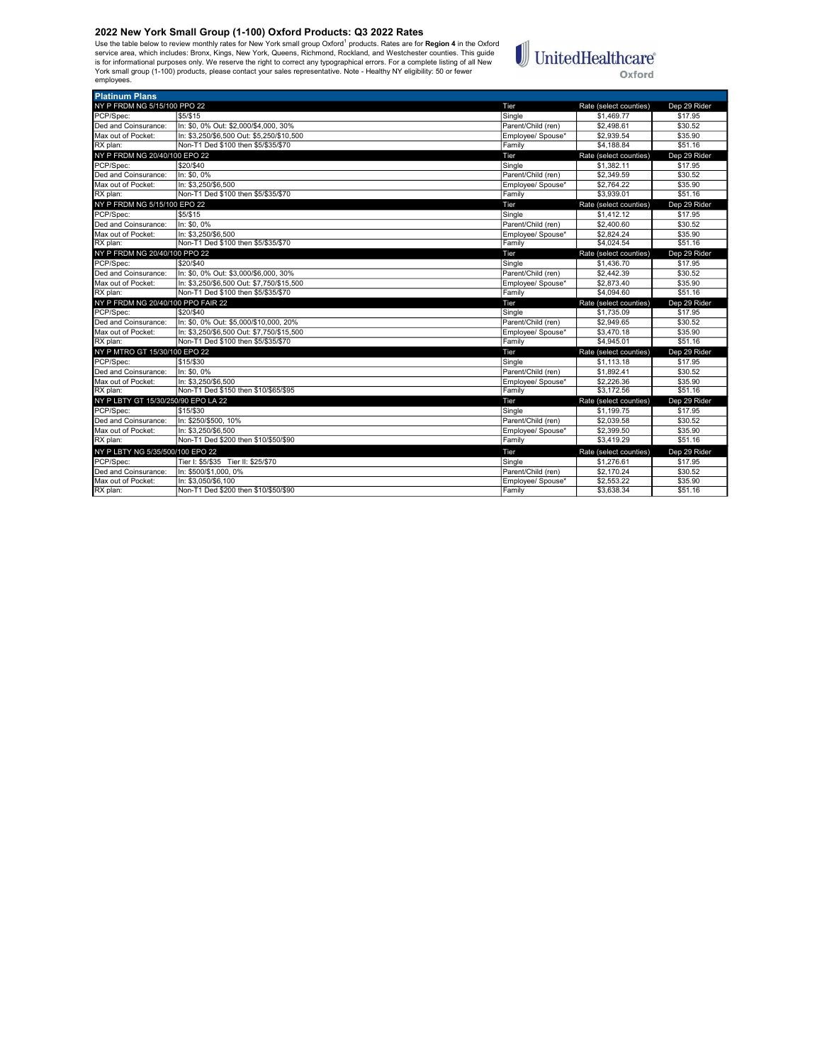## 2022 New York Small Group (1-100) Oxford Products: Q3 2022 Rates

Use the table below to review monthly rates for New York small group Oxford[1] products. Rates are for **Region 4** in the Oxford service area, which includes: Bronx, Kings, New York, Queens, Richmond, Rockland, and Westchester counties. This guide is for informational purposes only. We reserve the right to correct any typographical errors. For a complete listing of all New York small group (1-100) products, please contact your sales representative. Note - Healthy NY eligibility: 50 or fewer employees.

UnitedHealthcare Oxford

| Platinum Plans | | | | |
|---|---|---|---|---|
| **NY P FRDM NG 5/15/100 PPO 22** | | **Tier** | **Rate (select counties)** | **Dep 29 Rider** |
| PCP/Spec: | $5/$15 | Single | $1,469.77 | $17.95 |
| Ded and Coinsurance: | In: $0, 0% Out: $2,000/$4,000, 30% | Parent/Child (ren) | $2,498.61 | $30.52 |
| Max out of Pocket: | In: $3,250/$6,500 Out: $5,250/$10,500 | Employee/ Spouse* | $2,939.54 | $35.90 |
| RX plan: | Non-T1 Ded $100 then $5/$35/$70 | Family | $4,188.84 | $51.16 |
| **NY P FRDM NG 20/40/100 EPO 22** | | **Tier** | **Rate (select counties)** | **Dep 29 Rider** |
| PCP/Spec: | $20/$40 | Single | $1,382.11 | $17.95 |
| Ded and Coinsurance: | In: $0, 0% | Parent/Child (ren) | $2,349.59 | $30.52 |
| Max out of Pocket: | In: $3,250/$6,500 | Employee/ Spouse* | $2,764.22 | $35.90 |
| RX plan: | Non-T1 Ded $100 then $5/$35/$70 | Family | $3,939.01 | $51.16 |
| **NY P FRDM NG 5/15/100 EPO 22** | | **Tier** | **Rate (select counties)** | **Dep 29 Rider** |
| PCP/Spec: | $5/$15 | Single | $1,412.12 | $17.95 |
| Ded and Coinsurance: | In: $0, 0% | Parent/Child (ren) | $2,400.60 | $30.52 |
| Max out of Pocket: | In: $3,250/$6,500 | Employee/ Spouse* | $2,824.24 | $35.90 |
| RX plan: | Non-T1 Ded $100 then $5/$35/$70 | Family | $4,024.54 | $51.16 |
| **NY P FRDM NG 20/40/100 PPO 22** | | **Tier** | **Rate (select counties)** | **Dep 29 Rider** |
| PCP/Spec: | $20/$40 | Single | $1,436.70 | $17.95 |
| Ded and Coinsurance: | In: $0, 0% Out: $3,000/$6,000, 30% | Parent/Child (ren) | $2,442.39 | $30.52 |
| Max out of Pocket: | In: $3,250/$6,500 Out: $7,750/$15,500 | Employee/ Spouse* | $2,873.40 | $35.90 |
| RX plan: | Non-T1 Ded $100 then $5/$35/$70 | Family | $4,094.60 | $51.16 |
| **NY P FRDM NG 20/40/100 PPO FAIR 22** | | **Tier** | **Rate (select counties)** | **Dep 29 Rider** |
| PCP/Spec: | $20/$40 | Single | $1,735.09 | $17.95 |
| Ded and Coinsurance: | In: $0, 0% Out: $5,000/$10,000, 20% | Parent/Child (ren) | $2,949.65 | $30.52 |
| Max out of Pocket: | In: $3,250/$6,500 Out: $7,750/$15,500 | Employee/ Spouse* | $3,470.18 | $35.90 |
| RX plan: | Non-T1 Ded $100 then $5/$35/$70 | Family | $4,945.01 | $51.16 |
| **NY P MTRO GT 15/30/100 EPO 22** | | **Tier** | **Rate (select counties)** | **Dep 29 Rider** |
| PCP/Spec: | $15/$30 | Single | $1,113.18 | $17.95 |
| Ded and Coinsurance: | In: $0, 0% | Parent/Child (ren) | $1,892.41 | $30.52 |
| Max out of Pocket: | In: $3,250/$6,500 | Employee/ Spouse* | $2,226.36 | $35.90 |
| RX plan: | Non-T1 Ded $150 then $10/$65/$95 | Family | $3,172.56 | $51.16 |
| **NY P LBTY GT 15/30/250/90 EPO LA 22** | | **Tier** | **Rate (select counties)** | **Dep 29 Rider** |
| PCP/Spec: | $15/$30 | Single | $1,199.75 | $17.95 |
| Ded and Coinsurance: | In: $250/$500, 10% | Parent/Child (ren) | $2,039.58 | $30.52 |
| Max out of Pocket: | In: $3,250/$6,500 | Employee/ Spouse* | $2,399.50 | $35.90 |
| RX plan: | Non-T1 Ded $200 then $10/$50/$90 | Family | $3,419.29 | $51.16 |
| **NY P LBTY NG 5/35/500/100 EPO 22** | | **Tier** | **Rate (select counties)** | **Dep 29 Rider** |
| PCP/Spec: | Tier I: $5/$35 Tier II: $25/$70 | Single | $1,276.61 | $17.95 |
| Ded and Coinsurance: | In: $500/$1,000, 0% | Parent/Child (ren) | $2,170.24 | $30.52 |
| Max out of Pocket: | In: $3,050/$6,100 | Employee/ Spouse* | $2,553.22 | $35.90 |
| RX plan: | Non-T1 Ded $200 then $10/$50/$90 | Family | $3,638.34 | $51.16 |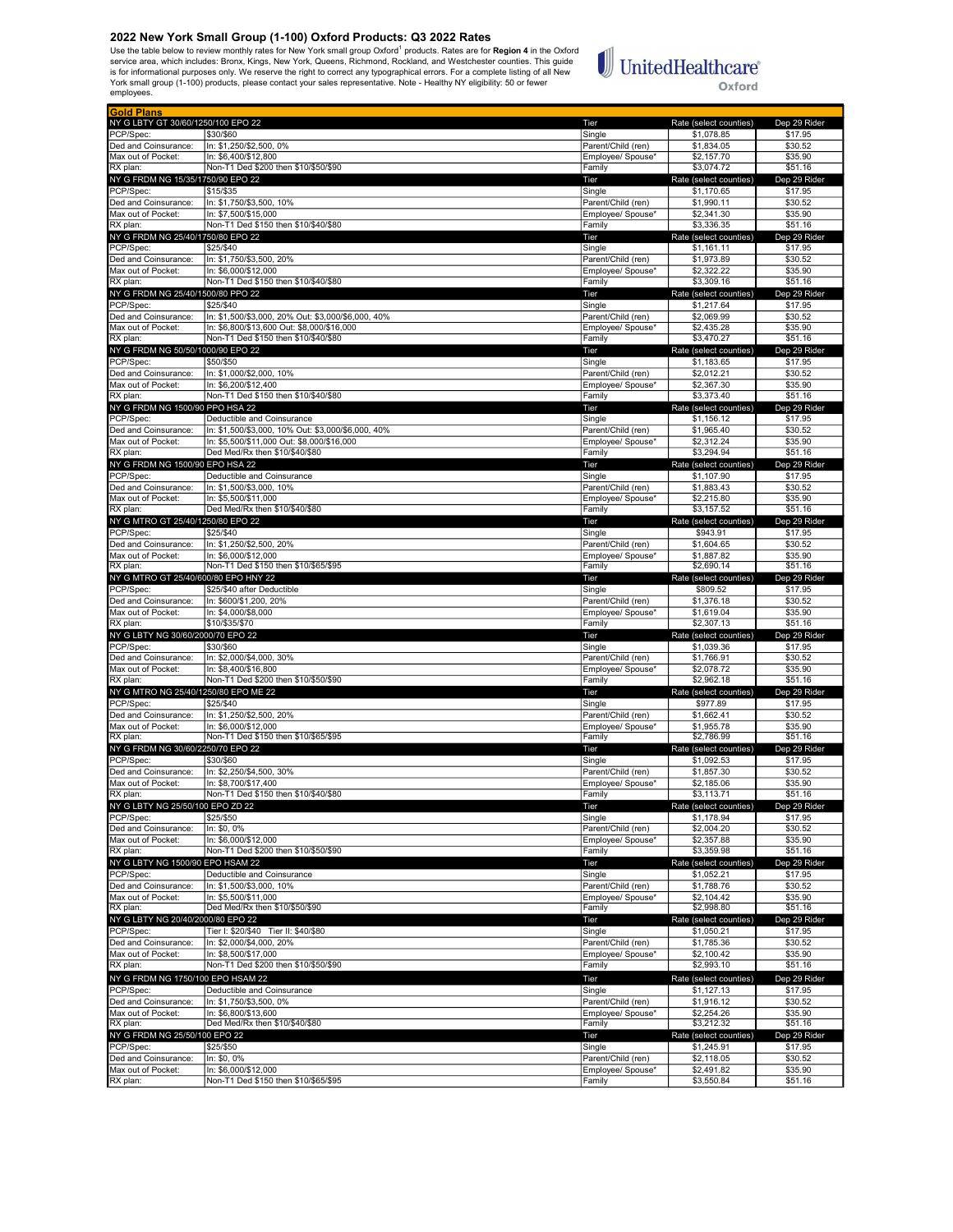# 2022 New York Small Group (1-100) Oxford Products: Q3 2022 Rates

Use the table below to review monthly rates for New York small group Oxford[1] products. Rates are for **Region 4** in the Oxford service area, which includes: Bronx, Kings, New York, Queens, Richmond, Rockland, and Westchester counties. This guide is for informational purposes only. We reserve the right to correct any typographical errors. For a complete listing of all New York small group (1-100) products, please contact your sales representative. Note - Healthy NY eligibility: 50 or fewer employees.

UnitedHealthcare Oxford

**Gold Plans**

| Plan | | Tier | Rate (select counties) | Dep 29 Rider |
|---|---|---|---|---|
| **NY G LBTY GT 30/60/1250/100 EPO 22** | | Tier | Rate (select counties) | Dep 29 Rider |
| PCP/Spec: | $30/$60 | Single | $1,078.85 | $17.95 |
| Ded and Coinsurance: | In: $1,250/$2,500, 0% | Parent/Child (ren) | $1,834.05 | $30.52 |
| Max out of Pocket: | In: $6,400/$12,800 | Employee/ Spouse* | $2,157.70 | $35.90 |
| RX plan: | Non-T1 Ded $200 then $10/$50/$90 | Family | $3,074.72 | $51.16 |
| **NY G FRDM NG 15/35/1750/90 EPO 22** | | Tier | Rate (select counties) | Dep 29 Rider |
| PCP/Spec: | $15/$35 | Single | $1,170.65 | $17.95 |
| Ded and Coinsurance: | In: $1,750/$3,500, 10% | Parent/Child (ren) | $1,990.11 | $30.52 |
| Max out of Pocket: | In: $7,500/$15,000 | Employee/ Spouse* | $2,341.30 | $35.90 |
| RX plan: | Non-T1 Ded $150 then $10/$40/$80 | Family | $3,336.35 | $51.16 |
| **NY G FRDM NG 25/40/1750/80 EPO 22** | | Tier | Rate (select counties) | Dep 29 Rider |
| PCP/Spec: | $25/$40 | Single | $1,161.11 | $17.95 |
| Ded and Coinsurance: | In: $1,750/$3,500, 20% | Parent/Child (ren) | $1,973.89 | $30.52 |
| Max out of Pocket: | In: $6,000/$12,000 | Employee/ Spouse* | $2,322.22 | $35.90 |
| RX plan: | Non-T1 Ded $150 then $10/$40/$80 | Family | $3,309.16 | $51.16 |
| **NY G FRDM NG 25/40/1500/80 PPO 22** | | Tier | Rate (select counties) | Dep 29 Rider |
| PCP/Spec: | $25/$40 | Single | $1,217.64 | $17.95 |
| Ded and Coinsurance: | In: $1,500/$3,000, 20% Out: $3,000/$6,000, 40% | Parent/Child (ren) | $2,069.99 | $30.52 |
| Max out of Pocket: | In: $6,800/$13,600 Out: $8,000/$16,000 | Employee/ Spouse* | $2,435.28 | $35.90 |
| RX plan: | Non-T1 Ded $150 then $10/$40/$80 | Family | $3,470.27 | $51.16 |
| **NY G FRDM NG 50/50/1000/90 EPO 22** | | Tier | Rate (select counties) | Dep 29 Rider |
| PCP/Spec: | $50/$50 | Single | $1,183.65 | $17.95 |
| Ded and Coinsurance: | In: $1,000/$2,000, 10% | Parent/Child (ren) | $2,012.21 | $30.52 |
| Max out of Pocket: | In: $6,200/$12,400 | Employee/ Spouse* | $2,367.30 | $35.90 |
| RX plan: | Non-T1 Ded $150 then $10/$40/$80 | Family | $3,373.40 | $51.16 |
| **NY G FRDM NG 1500/90 PPO HSA 22** | | Tier | Rate (select counties) | Dep 29 Rider |
| PCP/Spec: | Deductible and Coinsurance | Single | $1,156.12 | $17.95 |
| Ded and Coinsurance: | In: $1,500/$3,000, 10% Out: $3,000/$6,000, 40% | Parent/Child (ren) | $1,965.40 | $30.52 |
| Max out of Pocket: | In: $5,500/$11,000 Out: $8,000/$16,000 | Employee/ Spouse* | $2,312.24 | $35.90 |
| RX plan: | Ded Med/Rx then $10/$40/$80 | Family | $3,294.94 | $51.16 |
| **NY G FRDM NG 1500/90 EPO HSA 22** | | Tier | Rate (select counties) | Dep 29 Rider |
| PCP/Spec: | Deductible and Coinsurance | Single | $1,107.90 | $17.95 |
| Ded and Coinsurance: | In: $1,500/$3,000, 10% | Parent/Child (ren) | $1,883.43 | $30.52 |
| Max out of Pocket: | In: $5,500/$11,000 | Employee/ Spouse* | $2,215.80 | $35.90 |
| RX plan: | Ded Med/Rx then $10/$40/$80 | Family | $3,157.52 | $51.16 |
| **NY G MTRO GT 25/40/1250/80 EPO 22** | | Tier | Rate (select counties) | Dep 29 Rider |
| PCP/Spec: | $25/$40 | Single | $943.91 | $17.95 |
| Ded and Coinsurance: | In: $1,250/$2,500, 20% | Parent/Child (ren) | $1,604.65 | $30.52 |
| Max out of Pocket: | In: $6,000/$12,000 | Employee/ Spouse* | $1,887.82 | $35.90 |
| RX plan: | Non-T1 Ded $150 then $10/$65/$95 | Family | $2,690.14 | $51.16 |
| **NY G MTRO GT 25/40/600/80 EPO HNY 22** | | Tier | Rate (select counties) | Dep 29 Rider |
| PCP/Spec: | $25/$40 after Deductible | Single | $809.52 | $17.95 |
| Ded and Coinsurance: | In: $600/$1,200, 20% | Parent/Child (ren) | $1,376.18 | $30.52 |
| Max out of Pocket: | In: $4,000/$8,000 | Employee/ Spouse* | $1,619.04 | $35.90 |
| RX plan: | $10/$35/$70 | Family | $2,307.13 | $51.16 |
| **NY G LBTY NG 30/60/2000/70 EPO 22** | | Tier | Rate (select counties) | Dep 29 Rider |
| PCP/Spec: | $30/$60 | Single | $1,039.36 | $17.95 |
| Ded and Coinsurance: | In: $2,000/$4,000, 30% | Parent/Child (ren) | $1,766.91 | $30.52 |
| Max out of Pocket: | In: $8,400/$16,800 | Employee/ Spouse* | $2,078.72 | $35.90 |
| RX plan: | Non-T1 Ded $200 then $10/$50/$90 | Family | $2,962.18 | $51.16 |
| **NY G MTRO NG 25/40/1250/80 EPO ME 22** | | Tier | Rate (select counties) | Dep 29 Rider |
| PCP/Spec: | $25/$40 | Single | $977.89 | $17.95 |
| Ded and Coinsurance: | In: $1,250/$2,500, 20% | Parent/Child (ren) | $1,662.41 | $30.52 |
| Max out of Pocket: | In: $6,000/$12,000 | Employee/ Spouse* | $1,955.78 | $35.90 |
| RX plan: | Non-T1 Ded $150 then $10/$65/$95 | Family | $2,786.99 | $51.16 |
| **NY G FRDM NG 30/60/2250/70 EPO 22** | | Tier | Rate (select counties) | Dep 29 Rider |
| PCP/Spec: | $30/$60 | Single | $1,092.53 | $17.95 |
| Ded and Coinsurance: | In: $2,250/$4,500, 30% | Parent/Child (ren) | $1,857.30 | $30.52 |
| Max out of Pocket: | In: $8,700/$17,400 | Employee/ Spouse* | $2,185.06 | $35.90 |
| RX plan: | Non-T1 Ded $150 then $10/$40/$80 | Family | $3,113.71 | $51.16 |
| **NY G LBTY NG 25/50/100 EPO ZD 22** | | Tier | Rate (select counties) | Dep 29 Rider |
| PCP/Spec: | $25/$50 | Single | $1,178.94 | $17.95 |
| Ded and Coinsurance: | In: $0, 0% | Parent/Child (ren) | $2,004.20 | $30.52 |
| Max out of Pocket: | In: $6,000/$12,000 | Employee/ Spouse* | $2,357.88 | $35.90 |
| RX plan: | Non-T1 Ded $200 then $10/$50/$90 | Family | $3,359.98 | $51.16 |
| **NY G LBTY NG 1500/90 EPO HSAM 22** | | Tier | Rate (select counties) | Dep 29 Rider |
| PCP/Spec: | Deductible and Coinsurance | Single | $1,052.21 | $17.95 |
| Ded and Coinsurance: | In: $1,500/$3,000, 10% | Parent/Child (ren) | $1,788.76 | $30.52 |
| Max out of Pocket: | In: $5,500/$11,000 | Employee/ Spouse* | $2,104.42 | $35.90 |
| RX plan: | Ded Med/Rx then $10/$50/$90 | Family | $2,998.80 | $51.16 |
| **NY G LBTY NG 20/40/2000/80 EPO 22** | | Tier | Rate (select counties) | Dep 29 Rider |
| PCP/Spec: | Tier I: $20/$40 Tier II: $40/$80 | Single | $1,050.21 | $17.95 |
| Ded and Coinsurance: | In: $2,000/$4,000, 20% | Parent/Child (ren) | $1,785.36 | $30.52 |
| Max out of Pocket: | In: $8,500/$17,000 | Employee/ Spouse* | $2,100.42 | $35.90 |
| RX plan: | Non-T1 Ded $200 then $10/$50/$90 | Family | $2,993.10 | $51.16 |
| **NY G FRDM NG 1750/100 EPO HSAM 22** | | Tier | Rate (select counties) | Dep 29 Rider |
| PCP/Spec: | Deductible and Coinsurance | Single | $1,127.13 | $17.95 |
| Ded and Coinsurance: | In: $1,750/$3,500, 0% | Parent/Child (ren) | $1,916.12 | $30.52 |
| Max out of Pocket: | In: $6,800/$13,600 | Employee/ Spouse* | $2,254.26 | $35.90 |
| RX plan: | Ded Med/Rx then $10/$40/$80 | Family | $3,212.32 | $51.16 |
| **NY G FRDM NG 25/50/100 EPO 22** | | Tier | Rate (select counties) | Dep 29 Rider |
| PCP/Spec: | $25/$50 | Single | $1,245.91 | $17.95 |
| Ded and Coinsurance: | In: $0, 0% | Parent/Child (ren) | $2,118.05 | $30.52 |
| Max out of Pocket: | In: $6,000/$12,000 | Employee/ Spouse* | $2,491.82 | $35.90 |
| RX plan: | Non-T1 Ded $150 then $10/$65/$95 | Family | $3,550.84 | $51.16 |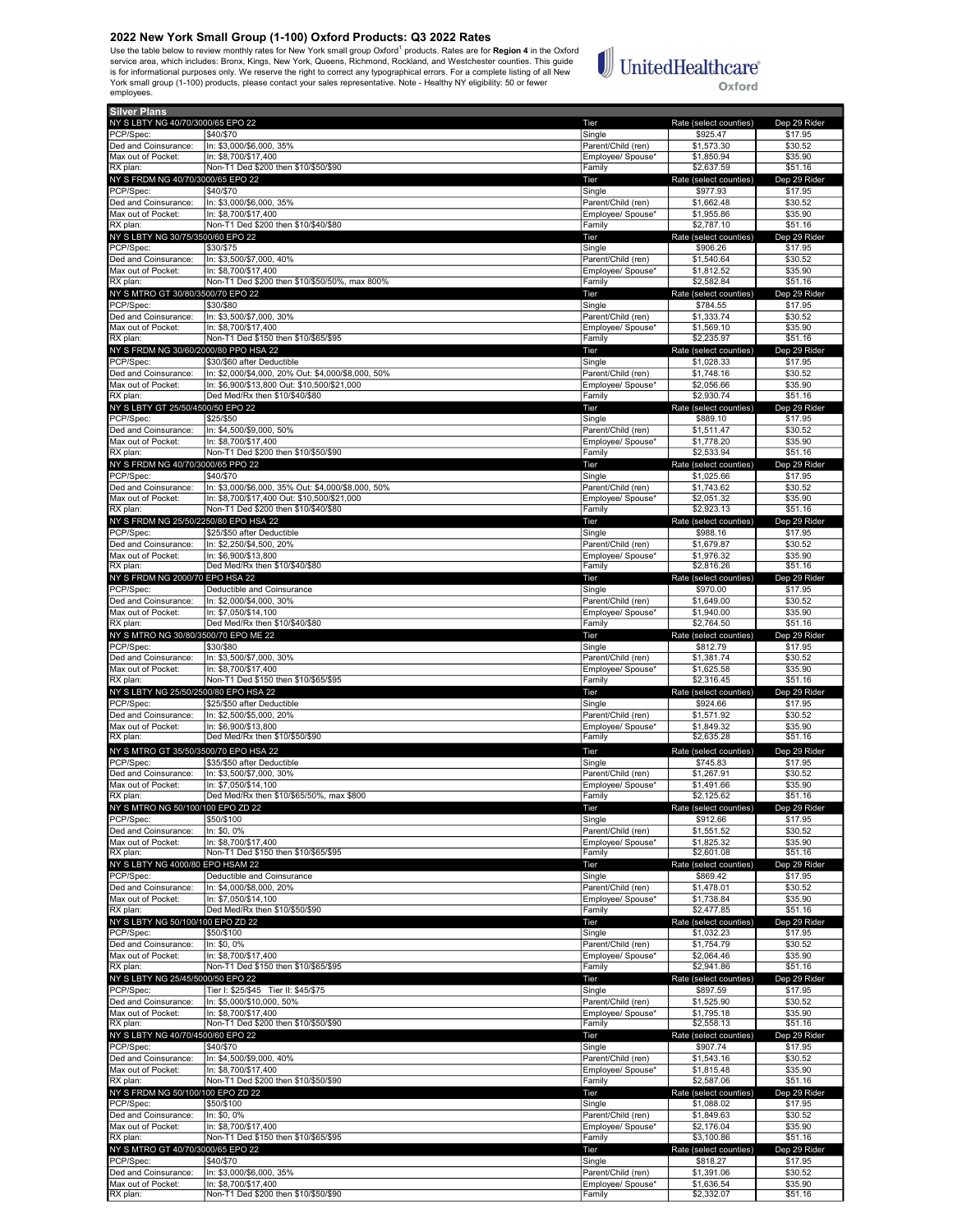## 2022 New York Small Group (1-100) Oxford Products: Q3 2022 Rates

Use the table below to review monthly rates for New York small group Oxford[1] products. Rates are for **Region 4** in the Oxford service area, which includes: Bronx, Kings, New York, Queens, Richmond, Rockland, and Westchester counties. This guide is for informational purposes only. We reserve the right to correct any typographical errors. For a complete listing of all New York small group (1-100) products, please contact your sales representative. Note - Healthy NY eligibility: 50 or fewer employees.

UnitedHealthcare Oxford

| Silver Plans | | | | |
|---|---|---|---|---|
| **NY S LBTY NG 40/70/3000/65 EPO 22** | | Tier | Rate (select counties) | Dep 29 Rider |
| PCP/Spec: | $40/$70 | Single | $925.47 | $17.95 |
| Ded and Coinsurance: | In: $3,000/$6,000, 35% | Parent/Child (ren) | $1,573.30 | $30.52 |
| Max out of Pocket: | In: $8,700/$17,400 | Employee/ Spouse* | $1,850.94 | $35.90 |
| RX plan: | Non-T1 Ded $200 then $10/$50/$90 | Family | $2,637.59 | $51.16 |
| **NY S FRDM NG 40/70/3000/65 EPO 22** | | Tier | Rate (select counties) | Dep 29 Rider |
| PCP/Spec: | $40/$70 | Single | $977.93 | $17.95 |
| Ded and Coinsurance: | In: $3,000/$6,000, 35% | Parent/Child (ren) | $1,662.48 | $30.52 |
| Max out of Pocket: | In: $8,700/$17,400 | Employee/ Spouse* | $1,955.86 | $35.90 |
| RX plan: | Non-T1 Ded $200 then $10/$40/$80 | Family | $2,787.10 | $51.16 |
| **NY S LBTY NG 30/75/3500/60 EPO 22** | | Tier | Rate (select counties) | Dep 29 Rider |
| PCP/Spec: | $30/$75 | Single | $906.26 | $17.95 |
| Ded and Coinsurance: | In: $3,500/$7,000, 40% | Parent/Child (ren) | $1,540.64 | $30.52 |
| Max out of Pocket: | In: $8,700/$17,400 | Employee/ Spouse* | $1,812.52 | $35.90 |
| RX plan: | Non-T1 Ded $200 then $10/$50/50%, max 800% | Family | $2,582.84 | $51.16 |
| **NY S MTRO GT 30/80/3500/70 EPO 22** | | Tier | Rate (select counties) | Dep 29 Rider |
| PCP/Spec: | $30/$80 | Single | $784.55 | $17.95 |
| Ded and Coinsurance: | In: $3,500/$7,000, 30% | Parent/Child (ren) | $1,333.74 | $30.52 |
| Max out of Pocket: | In: $8,700/$17,400 | Employee/ Spouse* | $1,569.10 | $35.90 |
| RX plan: | Non-T1 Ded $150 then $10/$65/$95 | Family | $2,235.97 | $51.16 |
| **NY S FRDM NG 30/60/2000/80 PPO HSA 22** | | Tier | Rate (select counties) | Dep 29 Rider |
| PCP/Spec: | $30/$60 after Deductible | Single | $1,028.33 | $17.95 |
| Ded and Coinsurance: | In: $2,000/$4,000, 20% Out: $4,000/$8,000, 50% | Parent/Child (ren) | $1,748.16 | $30.52 |
| Max out of Pocket: | In: $6,900/$13,800 Out: $10,500/$21,000 | Employee/ Spouse* | $2,056.66 | $35.90 |
| RX plan: | Ded Med/Rx then $10/$40/$80 | Family | $2,930.74 | $51.16 |
| **NY S LBTY GT 25/50/4500/50 EPO 22** | | Tier | Rate (select counties) | Dep 29 Rider |
| PCP/Spec: | $25/$50 | Single | $889.10 | $17.95 |
| Ded and Coinsurance: | In: $4,500/$9,000, 50% | Parent/Child (ren) | $1,511.47 | $30.52 |
| Max out of Pocket: | In: $8,700/$17,400 | Employee/ Spouse* | $1,778.20 | $35.90 |
| RX plan: | Non-T1 Ded $200 then $10/$50/$90 | Family | $2,533.94 | $51.16 |
| **NY S FRDM NG 40/70/3000/65 PPO 22** | | Tier | Rate (select counties) | Dep 29 Rider |
| PCP/Spec: | $40/$70 | Single | $1,025.66 | $17.95 |
| Ded and Coinsurance: | In: $3,000/$6,000, 35% Out: $4,000/$8,000, 50% | Parent/Child (ren) | $1,743.62 | $30.52 |
| Max out of Pocket: | In: $8,700/$17,400 Out: $10,500/$21,000 | Employee/ Spouse* | $2,051.32 | $35.90 |
| RX plan: | Non-T1 Ded $200 then $10/$40/$80 | Family | $2,923.13 | $51.16 |
| **NY S FRDM NG 25/50/2250/80 EPO HSA 22** | | Tier | Rate (select counties) | Dep 29 Rider |
| PCP/Spec: | $25/$50 after Deductible | Single | $988.16 | $17.95 |
| Ded and Coinsurance: | In: $2,250/$4,500, 20% | Parent/Child (ren) | $1,679.87 | $30.52 |
| Max out of Pocket: | In: $6,900/$13,800 | Employee/ Spouse* | $1,976.32 | $35.90 |
| RX plan: | Ded Med/Rx then $10/$40/$80 | Family | $2,816.26 | $51.16 |
| **NY S FRDM NG 2000/70 EPO HSA 22** | | Tier | Rate (select counties) | Dep 29 Rider |
| PCP/Spec: | Deductible and Coinsurance | Single | $970.00 | $17.95 |
| Ded and Coinsurance: | In: $2,000/$4,000, 30% | Parent/Child (ren) | $1,649.00 | $30.52 |
| Max out of Pocket: | In: $7,050/$14,100 | Employee/ Spouse* | $1,940.00 | $35.90 |
| RX plan: | Ded Med/Rx then $10/$40/$80 | Family | $2,764.50 | $51.16 |
| **NY S MTRO NG 30/80/3500/70 EPO ME 22** | | Tier | Rate (select counties) | Dep 29 Rider |
| PCP/Spec: | $30/$80 | Single | $812.79 | $17.95 |
| Ded and Coinsurance: | In: $3,500/$7,000, 30% | Parent/Child (ren) | $1,381.74 | $30.52 |
| Max out of Pocket: | In: $8,700/$17,400 | Employee/ Spouse* | $1,625.58 | $35.90 |
| RX plan: | Non-T1 Ded $150 then $10/$65/$95 | Family | $2,316.45 | $51.16 |
| **NY S LBTY NG 25/50/2500/80 EPO HSA 22** | | Tier | Rate (select counties) | Dep 29 Rider |
| PCP/Spec: | $25/$50 after Deductible | Single | $924.66 | $17.95 |
| Ded and Coinsurance: | In: $2,500/$5,000, 20% | Parent/Child (ren) | $1,571.92 | $30.52 |
| Max out of Pocket: | In: $6,900/$13,800 | Employee/ Spouse* | $1,849.32 | $35.90 |
| RX plan: | Ded Med/Rx then $10/$50/$90 | Family | $2,635.28 | $51.16 |
| **NY S MTRO GT 35/50/3500/70 EPO HSA 22** | | Tier | Rate (select counties) | Dep 29 Rider |
| PCP/Spec: | $35/$50 after Deductible | Single | $745.83 | $17.95 |
| Ded and Coinsurance: | In: $3,500/$7,000, 30% | Parent/Child (ren) | $1,267.91 | $30.52 |
| Max out of Pocket: | In: $7,050/$14,100 | Employee/ Spouse* | $1,491.66 | $35.90 |
| RX plan: | Ded Med/Rx then $10/$65/50%, max $800 | Family | $2,125.62 | $51.16 |
| **NY S MTRO NG 50/100/100 EPO ZD 22** | | Tier | Rate (select counties) | Dep 29 Rider |
| PCP/Spec: | $50/$100 | Single | $912.66 | $17.95 |
| Ded and Coinsurance: | In: $0, 0% | Parent/Child (ren) | $1,551.52 | $30.52 |
| Max out of Pocket: | In: $8,700/$17,400 | Employee/ Spouse* | $1,825.32 | $35.90 |
| RX plan: | Non-T1 Ded $150 then $10/$65/$95 | Family | $2,601.08 | $51.16 |
| **NY S LBTY NG 4000/80 EPO HSAM 22** | | Tier | Rate (select counties) | Dep 29 Rider |
| PCP/Spec: | Deductible and Coinsurance | Single | $869.42 | $17.95 |
| Ded and Coinsurance: | In: $4,000/$8,000, 20% | Parent/Child (ren) | $1,478.01 | $30.52 |
| Max out of Pocket: | In: $7,050/$14,100 | Employee/ Spouse* | $1,738.84 | $35.90 |
| RX plan: | Ded Med/Rx then $10/$50/$90 | Family | $2,477.85 | $51.16 |
| **NY S LBTY NG 50/100/100 EPO ZD 22** | | Tier | Rate (select counties) | Dep 29 Rider |
| PCP/Spec: | $50/$100 | Single | $1,032.23 | $17.95 |
| Ded and Coinsurance: | In: $0, 0% | Parent/Child (ren) | $1,754.79 | $30.52 |
| Max out of Pocket: | In: $8,700/$17,400 | Employee/ Spouse* | $2,064.46 | $35.90 |
| RX plan: | Non-T1 Ded $150 then $10/$65/$95 | Family | $2,941.86 | $51.16 |
| **NY S LBTY NG 25/45/5000/50 EPO 22** | | Tier | Rate (select counties) | Dep 29 Rider |
| PCP/Spec: | Tier I: $25/$45 Tier II: $45/$75 | Single | $897.59 | $17.95 |
| Ded and Coinsurance: | In: $5,000/$10,000, 50% | Parent/Child (ren) | $1,525.90 | $30.52 |
| Max out of Pocket: | In: $8,700/$17,400 | Employee/ Spouse* | $1,795.18 | $35.90 |
| RX plan: | Non-T1 Ded $200 then $10/$50/$90 | Family | $2,558.13 | $51.16 |
| **NY S LBTY NG 40/70/4500/60 EPO 22** | | Tier | Rate (select counties) | Dep 29 Rider |
| PCP/Spec: | $40/$70 | Single | $907.74 | $17.95 |
| Ded and Coinsurance: | In: $4,500/$9,000, 40% | Parent/Child (ren) | $1,543.16 | $30.52 |
| Max out of Pocket: | In: $8,700/$17,400 | Employee/ Spouse* | $1,815.48 | $35.90 |
| RX plan: | Non-T1 Ded $200 then $10/$50/$90 | Family | $2,587.06 | $51.16 |
| **NY S FRDM NG 50/100/100 EPO ZD 22** | | Tier | Rate (select counties) | Dep 29 Rider |
| PCP/Spec: | $50/$100 | Single | $1,088.02 | $17.95 |
| Ded and Coinsurance: | In: $0, 0% | Parent/Child (ren) | $1,849.63 | $30.52 |
| Max out of Pocket: | In: $8,700/$17,400 | Employee/ Spouse* | $2,176.04 | $35.90 |
| RX plan: | Non-T1 Ded $150 then $10/$65/$95 | Family | $3,100.86 | $51.16 |
| **NY S MTRO GT 40/70/3000/65 EPO 22** | | Tier | Rate (select counties) | Dep 29 Rider |
| PCP/Spec: | $40/$70 | Single | $818.27 | $17.95 |
| Ded and Coinsurance: | In: $3,000/$6,000, 35% | Parent/Child (ren) | $1,391.06 | $30.52 |
| Max out of Pocket: | In: $8,700/$17,400 | Employee/ Spouse* | $1,636.54 | $35.90 |
| RX plan: | Non-T1 Ded $200 then $10/$50/$90 | Family | $2,332.07 | $51.16 |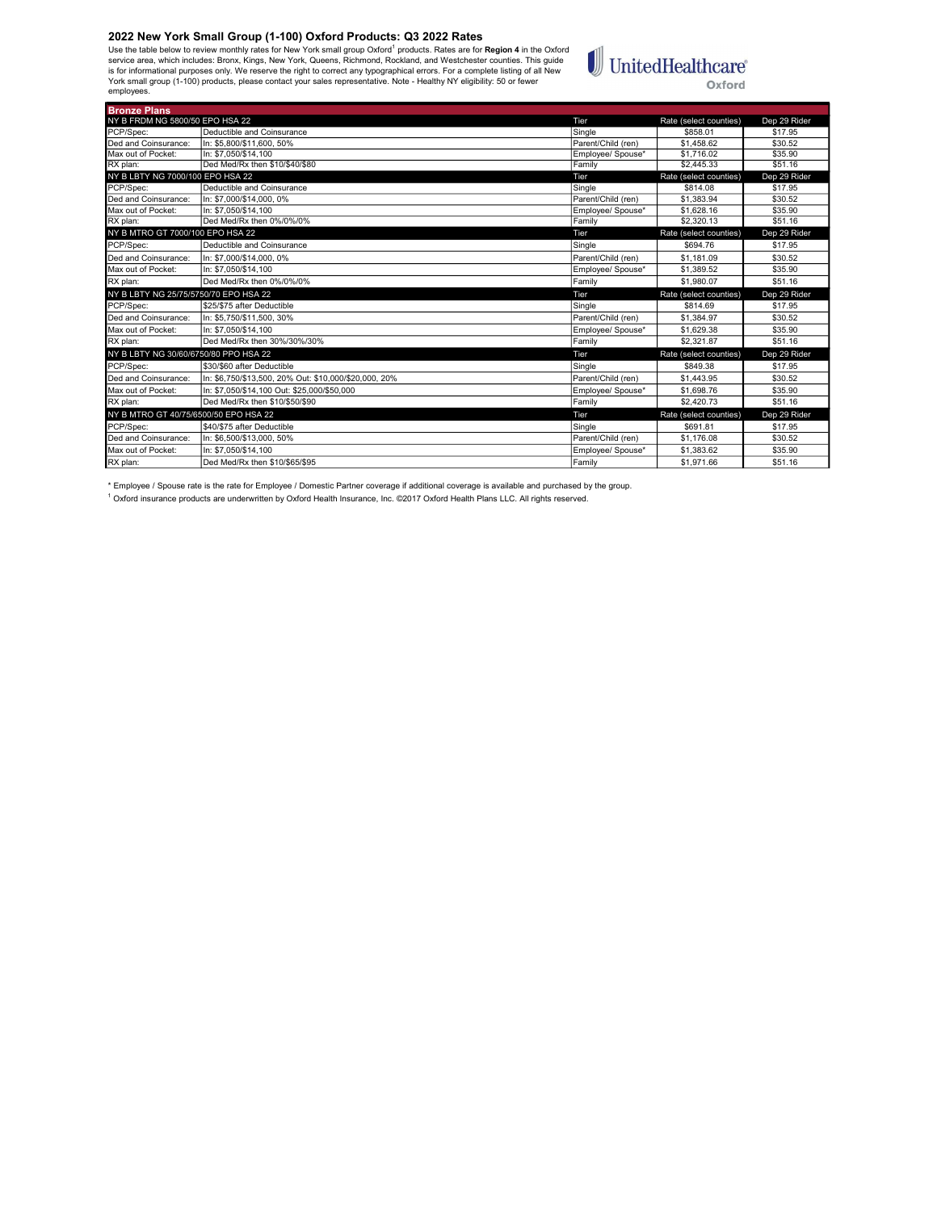## 2022 New York Small Group (1-100) Oxford Products: Q3 2022 Rates

Use the table below to review monthly rates for New York small group Oxford[1] products. Rates are for **Region 4** in the Oxford service area, which includes: Bronx, Kings, New York, Queens, Richmond, Rockland, and Westchester counties. This guide is for informational purposes only. We reserve the right to correct any typographical errors. For a complete listing of all New York small group (1-100) products, please contact your sales representative. Note - Healthy NY eligibility: 50 or fewer employees.

UnitedHealthcare Oxford

### Bronze Plans

| NY B FRDM NG 5800/50 EPO HSA 22 | | Tier | Rate (select counties) | Dep 29 Rider |
|---|---|---|---|---|
| PCP/Spec: | Deductible and Coinsurance | Single | $858.01 | $17.95 |
| Ded and Coinsurance: | In: $5,800/$11,600, 50% | Parent/Child (ren) | $1,458.62 | $30.52 |
| Max out of Pocket: | In: $7,050/$14,100 | Employee/ Spouse* | $1,716.02 | $35.90 |
| RX plan: | Ded Med/Rx then $10/$40/$80 | Family | $2,445.33 | $51.16 |
| **NY B LBTY NG 7000/100 EPO HSA 22** | | **Tier** | **Rate (select counties)** | **Dep 29 Rider** |
| PCP/Spec: | Deductible and Coinsurance | Single | $814.08 | $17.95 |
| Ded and Coinsurance: | In: $7,000/$14,000, 0% | Parent/Child (ren) | $1,383.94 | $30.52 |
| Max out of Pocket: | In: $7,050/$14,100 | Employee/ Spouse* | $1,628.16 | $35.90 |
| RX plan: | Ded Med/Rx then 0%/0%/0% | Family | $2,320.13 | $51.16 |
| **NY B MTRO GT 7000/100 EPO HSA 22** | | **Tier** | **Rate (select counties)** | **Dep 29 Rider** |
| PCP/Spec: | Deductible and Coinsurance | Single | $694.76 | $17.95 |
| Ded and Coinsurance: | In: $7,000/$14,000, 0% | Parent/Child (ren) | $1,181.09 | $30.52 |
| Max out of Pocket: | In: $7,050/$14,100 | Employee/ Spouse* | $1,389.52 | $35.90 |
| RX plan: | Ded Med/Rx then 0%/0%/0% | Family | $1,980.07 | $51.16 |
| **NY B LBTY NG 25/75/5750/70 EPO HSA 22** | | **Tier** | **Rate (select counties)** | **Dep 29 Rider** |
| PCP/Spec: | $25/$75 after Deductible | Single | $814.69 | $17.95 |
| Ded and Coinsurance: | In: $5,750/$11,500, 30% | Parent/Child (ren) | $1,384.97 | $30.52 |
| Max out of Pocket: | In: $7,050/$14,100 | Employee/ Spouse* | $1,629.38 | $35.90 |
| RX plan: | Ded Med/Rx then 30%/30%/30% | Family | $2,321.87 | $51.16 |
| **NY B LBTY NG 30/60/6750/80 PPO HSA 22** | | **Tier** | **Rate (select counties)** | **Dep 29 Rider** |
| PCP/Spec: | $30/$60 after Deductible | Single | $849.38 | $17.95 |
| Ded and Coinsurance: | In: $6,750/$13,500, 20% Out: $10,000/$20,000, 20% | Parent/Child (ren) | $1,443.95 | $30.52 |
| Max out of Pocket: | In: $7,050/$14,100 Out: $25,000/$50,000 | Employee/ Spouse* | $1,698.76 | $35.90 |
| RX plan: | Ded Med/Rx then $10/$50/$90 | Family | $2,420.73 | $51.16 |
| **NY B MTRO GT 40/75/6500/50 EPO HSA 22** | | **Tier** | **Rate (select counties)** | **Dep 29 Rider** |
| PCP/Spec: | $40/$75 after Deductible | Single | $691.81 | $17.95 |
| Ded and Coinsurance: | In: $6,500/$13,000, 50% | Parent/Child (ren) | $1,176.08 | $30.52 |
| Max out of Pocket: | In: $7,050/$14,100 | Employee/ Spouse* | $1,383.62 | $35.90 |
| RX plan: | Ded Med/Rx then $10/$65/$95 | Family | $1,971.66 | $51.16 |

* Employee / Spouse rate is the rate for Employee / Domestic Partner coverage if additional coverage is available and purchased by the group.

[1] Oxford insurance products are underwritten by Oxford Health Insurance, Inc. ©2017 Oxford Health Plans LLC. All rights reserved.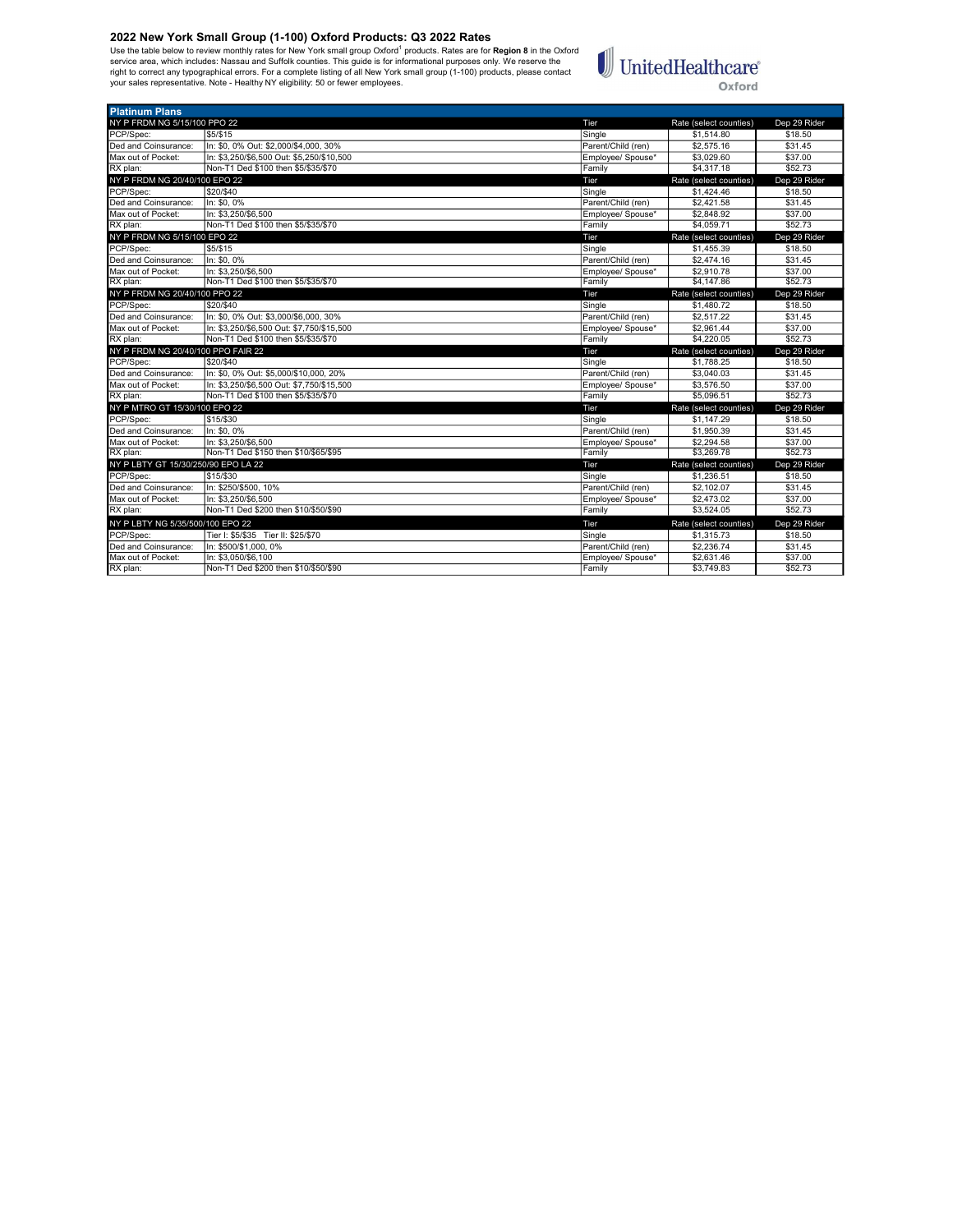## 2022 New York Small Group (1-100) Oxford Products: Q3 2022 Rates

Use the table below to review monthly rates for New York small group Oxford[1] products. Rates are for **Region 8** in the Oxford service area, which includes: Nassau and Suffolk counties. This guide is for informational purposes only. We reserve the right to correct any typographical errors. For a complete listing of all New York small group (1-100) products, please contact your sales representative. Note - Healthy NY eligibility: 50 or fewer employees.

UnitedHealthcare Oxford

| Platinum Plans | | | | |
|---|---|---|---|---|
| NY P FRDM NG 5/15/100 PPO 22 | | Tier | Rate (select counties) | Dep 29 Rider |
| PCP/Spec: | $5/$15 | Single | $1,514.80 | $18.50 |
| Ded and Coinsurance: | In: $0, 0% Out: $2,000/$4,000, 30% | Parent/Child (ren) | $2,575.16 | $31.45 |
| Max out of Pocket: | In: $3,250/$6,500 Out: $5,250/$10,500 | Employee/ Spouse* | $3,029.60 | $37.00 |
| RX plan: | Non-T1 Ded $100 then $5/$35/$70 | Family | $4,317.18 | $52.73 |
| NY P FRDM NG 20/40/100 EPO 22 | | Tier | Rate (select counties) | Dep 29 Rider |
| PCP/Spec: | $20/$40 | Single | $1,424.46 | $18.50 |
| Ded and Coinsurance: | In: $0, 0% | Parent/Child (ren) | $2,421.58 | $31.45 |
| Max out of Pocket: | In: $3,250/$6,500 | Employee/ Spouse* | $2,848.92 | $37.00 |
| RX plan: | Non-T1 Ded $100 then $5/$35/$70 | Family | $4,059.71 | $52.73 |
| NY P FRDM NG 5/15/100 EPO 22 | | Tier | Rate (select counties) | Dep 29 Rider |
| PCP/Spec: | $5/$15 | Single | $1,455.39 | $18.50 |
| Ded and Coinsurance: | In: $0, 0% | Parent/Child (ren) | $2,474.16 | $31.45 |
| Max out of Pocket: | In: $3,250/$6,500 | Employee/ Spouse* | $2,910.78 | $37.00 |
| RX plan: | Non-T1 Ded $100 then $5/$35/$70 | Family | $4,147.86 | $52.73 |
| NY P FRDM NG 20/40/100 PPO 22 | | Tier | Rate (select counties) | Dep 29 Rider |
| PCP/Spec: | $20/$40 | Single | $1,480.72 | $18.50 |
| Ded and Coinsurance: | In: $0, 0% Out: $3,000/$6,000, 30% | Parent/Child (ren) | $2,517.22 | $31.45 |
| Max out of Pocket: | In: $3,250/$6,500 Out: $7,750/$15,500 | Employee/ Spouse* | $2,961.44 | $37.00 |
| RX plan: | Non-T1 Ded $100 then $5/$35/$70 | Family | $4,220.05 | $52.73 |
| NY P FRDM NG 20/40/100 PPO FAIR 22 | | Tier | Rate (select counties) | Dep 29 Rider |
| PCP/Spec: | $20/$40 | Single | $1,788.25 | $18.50 |
| Ded and Coinsurance: | In: $0, 0% Out: $5,000/$10,000, 20% | Parent/Child (ren) | $3,040.03 | $31.45 |
| Max out of Pocket: | In: $3,250/$6,500 Out: $7,750/$15,500 | Employee/ Spouse* | $3,576.50 | $37.00 |
| RX plan: | Non-T1 Ded $100 then $5/$35/$70 | Family | $5,096.51 | $52.73 |
| NY P MTRO GT 15/30/100 EPO 22 | | Tier | Rate (select counties) | Dep 29 Rider |
| PCP/Spec: | $15/$30 | Single | $1,147.29 | $18.50 |
| Ded and Coinsurance: | In: $0, 0% | Parent/Child (ren) | $1,950.39 | $31.45 |
| Max out of Pocket: | In: $3,250/$6,500 | Employee/ Spouse* | $2,294.58 | $37.00 |
| RX plan: | Non-T1 Ded $150 then $10/$65/$95 | Family | $3,269.78 | $52.73 |
| NY P LBTY GT 15/30/250/90 EPO LA 22 | | Tier | Rate (select counties) | Dep 29 Rider |
| PCP/Spec: | $15/$30 | Single | $1,236.51 | $18.50 |
| Ded and Coinsurance: | In: $250/$500, 10% | Parent/Child (ren) | $2,102.07 | $31.45 |
| Max out of Pocket: | In: $3,250/$6,500 | Employee/ Spouse* | $2,473.02 | $37.00 |
| RX plan: | Non-T1 Ded $200 then $10/$50/$90 | Family | $3,524.05 | $52.73 |
| NY P LBTY NG 5/35/500/100 EPO 22 | | Tier | Rate (select counties) | Dep 29 Rider |
| PCP/Spec: | Tier I: $5/$35 Tier II: $25/$70 | Single | $1,315.73 | $18.50 |
| Ded and Coinsurance: | In: $500/$1,000, 0% | Parent/Child (ren) | $2,236.74 | $31.45 |
| Max out of Pocket: | In: $3,050/$6,100 | Employee/ Spouse* | $2,631.46 | $37.00 |
| RX plan: | Non-T1 Ded $200 then $10/$50/$90 | Family | $3,749.83 | $52.73 |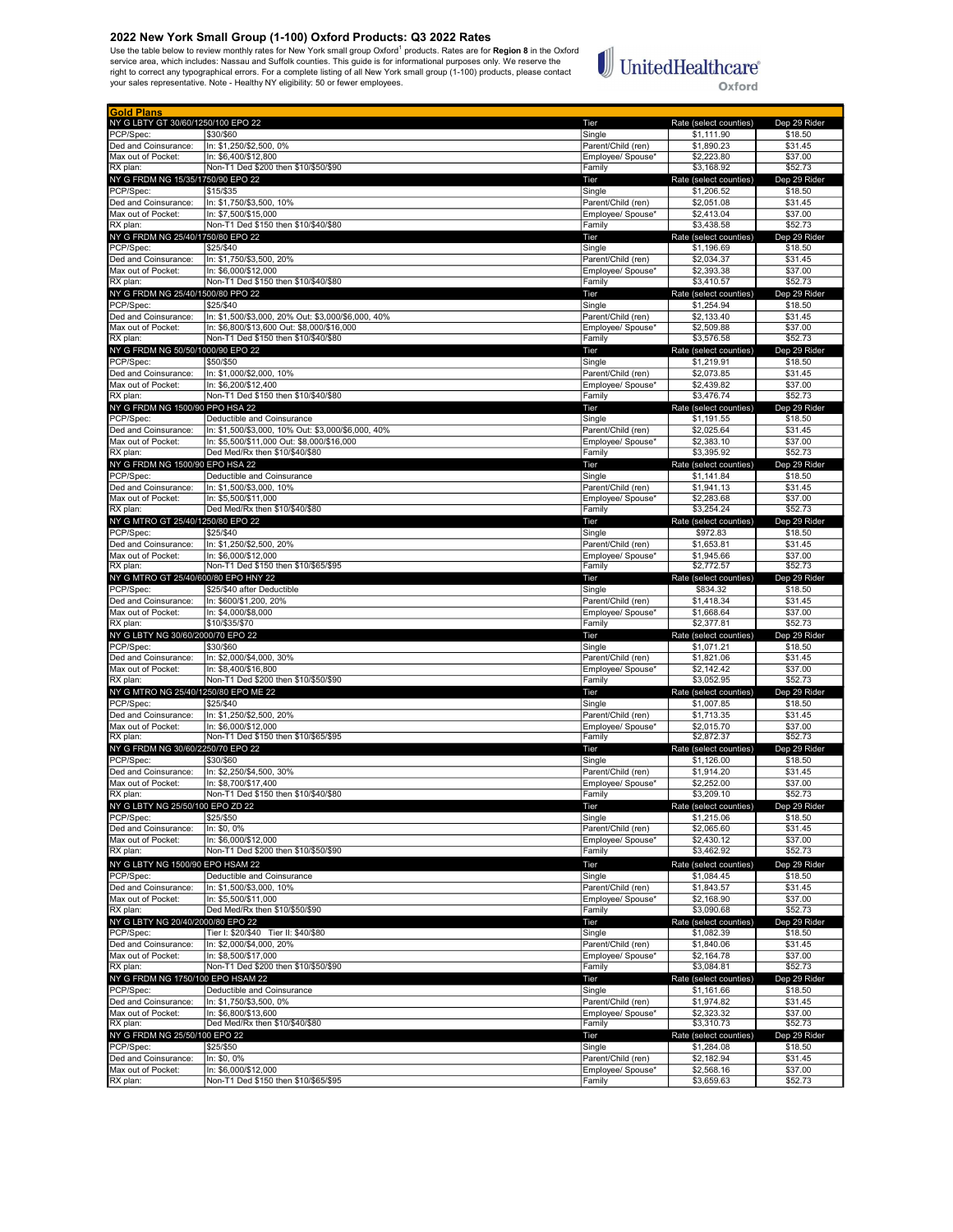## 2022 New York Small Group (1-100) Oxford Products: Q3 2022 Rates

Use the table below to review monthly rates for New York small group Oxford[1] products. Rates are for **Region 8** in the Oxford service area, which includes: Nassau and Suffolk counties. This guide is for informational purposes only. We reserve the right to correct any typographical errors. For a complete listing of all New York small group (1-100) products, please contact your sales representative. Note - Healthy NY eligibility: 50 or fewer employees.

UnitedHealthcare Oxford

| Gold Plans | | | | |
|---|---|---|---|---|
| NY G LBTY GT 30/60/1250/100 EPO 22 | | Tier | Rate (select counties) | Dep 29 Rider |
| PCP/Spec: | $30/$60 | Single | $1,111.90 | $18.50 |
| Ded and Coinsurance: | In: $1,250/$2,500, 0% | Parent/Child (ren) | $1,890.23 | $31.45 |
| Max out of Pocket: | In: $6,400/$12,800 | Employee/ Spouse* | $2,223.80 | $37.00 |
| RX plan: | Non-T1 Ded $200 then $10/$50/$90 | Family | $3,168.92 | $52.73 |
| NY G FRDM NG 15/35/1750/90 EPO 22 | | Tier | Rate (select counties) | Dep 29 Rider |
| PCP/Spec: | $15/$35 | Single | $1,206.52 | $18.50 |
| Ded and Coinsurance: | In: $1,750/$3,500, 10% | Parent/Child (ren) | $2,051.08 | $31.45 |
| Max out of Pocket: | In: $7,500/$15,000 | Employee/ Spouse* | $2,413.04 | $37.00 |
| RX plan: | Non-T1 Ded $150 then $10/$40/$80 | Family | $3,438.58 | $52.73 |
| NY G FRDM NG 25/40/1750/80 EPO 22 | | Tier | Rate (select counties) | Dep 29 Rider |
| PCP/Spec: | $25/$40 | Single | $1,196.69 | $18.50 |
| Ded and Coinsurance: | In: $1,750/$3,500, 20% | Parent/Child (ren) | $2,034.37 | $31.45 |
| Max out of Pocket: | In: $6,000/$12,000 | Employee/ Spouse* | $2,393.38 | $37.00 |
| RX plan: | Non-T1 Ded $150 then $10/$40/$80 | Family | $3,410.57 | $52.73 |
| NY G FRDM NG 25/40/1500/80 PPO 22 | | Tier | Rate (select counties) | Dep 29 Rider |
| PCP/Spec: | $25/$40 | Single | $1,254.94 | $18.50 |
| Ded and Coinsurance: | In: $1,500/$3,000, 20% Out: $3,000/$6,000, 40% | Parent/Child (ren) | $2,133.40 | $31.45 |
| Max out of Pocket: | In: $6,800/$13,600 Out: $8,000/$16,000 | Employee/ Spouse* | $2,509.88 | $37.00 |
| RX plan: | Non-T1 Ded $150 then $10/$40/$80 | Family | $3,576.58 | $52.73 |
| NY G FRDM NG 50/50/1000/90 EPO 22 | | Tier | Rate (select counties) | Dep 29 Rider |
| PCP/Spec: | $50/$50 | Single | $1,219.91 | $18.50 |
| Ded and Coinsurance: | In: $1,000/$2,000, 10% | Parent/Child (ren) | $2,073.85 | $31.45 |
| Max out of Pocket: | In: $6,200/$12,400 | Employee/ Spouse* | $2,439.82 | $37.00 |
| RX plan: | Non-T1 Ded $150 then $10/$40/$80 | Family | $3,476.74 | $52.73 |
| NY G FRDM NG 1500/90 PPO HSA 22 | | Tier | Rate (select counties) | Dep 29 Rider |
| PCP/Spec: | Deductible and Coinsurance | Single | $1,191.55 | $18.50 |
| Ded and Coinsurance: | In: $1,500/$3,000, 10% Out: $3,000/$6,000, 40% | Parent/Child (ren) | $2,025.64 | $31.45 |
| Max out of Pocket: | In: $5,500/$11,000 Out: $8,000/$16,000 | Employee/ Spouse* | $2,383.10 | $37.00 |
| RX plan: | Ded Med/Rx then $10/$40/$80 | Family | $3,395.92 | $52.73 |
| NY G FRDM NG 1500/90 EPO HSA 22 | | Tier | Rate (select counties) | Dep 29 Rider |
| PCP/Spec: | Deductible and Coinsurance | Single | $1,141.84 | $18.50 |
| Ded and Coinsurance: | In: $1,500/$3,000, 10% | Parent/Child (ren) | $1,941.13 | $31.45 |
| Max out of Pocket: | In: $5,500/$11,000 | Employee/ Spouse* | $2,283.68 | $37.00 |
| RX plan: | Ded Med/Rx then $10/$40/$80 | Family | $3,254.24 | $52.73 |
| NY G MTRO GT 25/40/1250/80 EPO 22 | | Tier | Rate (select counties) | Dep 29 Rider |
| PCP/Spec: | $25/$40 | Single | $972.83 | $18.50 |
| Ded and Coinsurance: | In: $1,250/$2,500, 20% | Parent/Child (ren) | $1,653.81 | $31.45 |
| Max out of Pocket: | In: $6,000/$12,000 | Employee/ Spouse* | $1,945.66 | $37.00 |
| RX plan: | Non-T1 Ded $150 then $10/$65/$95 | Family | $2,772.57 | $52.73 |
| NY G MTRO GT 25/40/600/80 EPO HNY 22 | | Tier | Rate (select counties) | Dep 29 Rider |
| PCP/Spec: | $25/$40 after Deductible | Single | $834.32 | $18.50 |
| Ded and Coinsurance: | In: $600/$1,200, 20% | Parent/Child (ren) | $1,418.34 | $31.45 |
| Max out of Pocket: | In: $4,000/$8,000 | Employee/ Spouse* | $1,668.64 | $37.00 |
| RX plan: | $10/$35/$70 | Family | $2,377.81 | $52.73 |
| NY G LBTY NG 30/60/2000/70 EPO 22 | | Tier | Rate (select counties) | Dep 29 Rider |
| PCP/Spec: | $30/$60 | Single | $1,071.21 | $18.50 |
| Ded and Coinsurance: | In: $2,000/$4,000, 30% | Parent/Child (ren) | $1,821.06 | $31.45 |
| Max out of Pocket: | In: $8,400/$16,800 | Employee/ Spouse* | $2,142.42 | $37.00 |
| RX plan: | Non-T1 Ded $200 then $10/$50/$90 | Family | $3,052.95 | $52.73 |
| NY G MTRO NG 25/40/1250/80 EPO ME 22 | | Tier | Rate (select counties) | Dep 29 Rider |
| PCP/Spec: | $25/$40 | Single | $1,007.85 | $18.50 |
| Ded and Coinsurance: | In: $1,250/$2,500, 20% | Parent/Child (ren) | $1,713.35 | $31.45 |
| Max out of Pocket: | In: $6,000/$12,000 | Employee/ Spouse* | $2,015.70 | $37.00 |
| RX plan: | Non-T1 Ded $150 then $10/$65/$95 | Family | $2,872.37 | $52.73 |
| NY G FRDM NG 30/60/2250/70 EPO 22 | | Tier | Rate (select counties) | Dep 29 Rider |
| PCP/Spec: | $30/$60 | Single | $1,126.00 | $18.50 |
| Ded and Coinsurance: | In: $2,250/$4,500, 30% | Parent/Child (ren) | $1,914.20 | $31.45 |
| Max out of Pocket: | In: $8,700/$17,400 | Employee/ Spouse* | $2,252.00 | $37.00 |
| RX plan: | Non-T1 Ded $150 then $10/$40/$80 | Family | $3,209.10 | $52.73 |
| NY G LBTY NG 25/50/100 EPO ZD 22 | | Tier | Rate (select counties) | Dep 29 Rider |
| PCP/Spec: | $25/$50 | Single | $1,215.06 | $18.50 |
| Ded and Coinsurance: | In: $0, 0% | Parent/Child (ren) | $2,065.60 | $31.45 |
| Max out of Pocket: | In: $6,000/$12,000 | Employee/ Spouse* | $2,430.12 | $37.00 |
| RX plan: | Non-T1 Ded $200 then $10/$50/$90 | Family | $3,462.92 | $52.73 |
| NY G LBTY NG 1500/90 EPO HSAM 22 | | Tier | Rate (select counties) | Dep 29 Rider |
| PCP/Spec: | Deductible and Coinsurance | Single | $1,084.45 | $18.50 |
| Ded and Coinsurance: | In: $1,500/$3,000, 10% | Parent/Child (ren) | $1,843.57 | $31.45 |
| Max out of Pocket: | In: $5,500/$11,000 | Employee/ Spouse* | $2,168.90 | $37.00 |
| RX plan: | Ded Med/Rx then $10/$50/$90 | Family | $3,090.68 | $52.73 |
| NY G LBTY NG 20/40/2000/80 EPO 22 | | Tier | Rate (select counties) | Dep 29 Rider |
| PCP/Spec: | Tier I: $20/$40 Tier II: $40/$80 | Single | $1,082.39 | $18.50 |
| Ded and Coinsurance: | In: $2,000/$4,000, 20% | Parent/Child (ren) | $1,840.06 | $31.45 |
| Max out of Pocket: | In: $8,500/$17,000 | Employee/ Spouse* | $2,164.78 | $37.00 |
| RX plan: | Non-T1 Ded $200 then $10/$50/$90 | Family | $3,084.81 | $52.73 |
| NY G FRDM NG 1750/100 EPO HSAM 22 | | Tier | Rate (select counties) | Dep 29 Rider |
| PCP/Spec: | Deductible and Coinsurance | Single | $1,161.66 | $18.50 |
| Ded and Coinsurance: | In: $1,750/$3,500, 0% | Parent/Child (ren) | $1,974.82 | $31.45 |
| Max out of Pocket: | In: $6,800/$13,600 | Employee/ Spouse* | $2,323.32 | $37.00 |
| RX plan: | Ded Med/Rx then $10/$40/$80 | Family | $3,310.73 | $52.73 |
| NY G FRDM NG 25/50/100 EPO 22 | | Tier | Rate (select counties) | Dep 29 Rider |
| PCP/Spec: | $25/$50 | Single | $1,284.08 | $18.50 |
| Ded and Coinsurance: | In: $0, 0% | Parent/Child (ren) | $2,182.94 | $31.45 |
| Max out of Pocket: | In: $6,000/$12,000 | Employee/ Spouse* | $2,568.16 | $37.00 |
| RX plan: | Non-T1 Ded $150 then $10/$65/$95 | Family | $3,659.63 | $52.73 |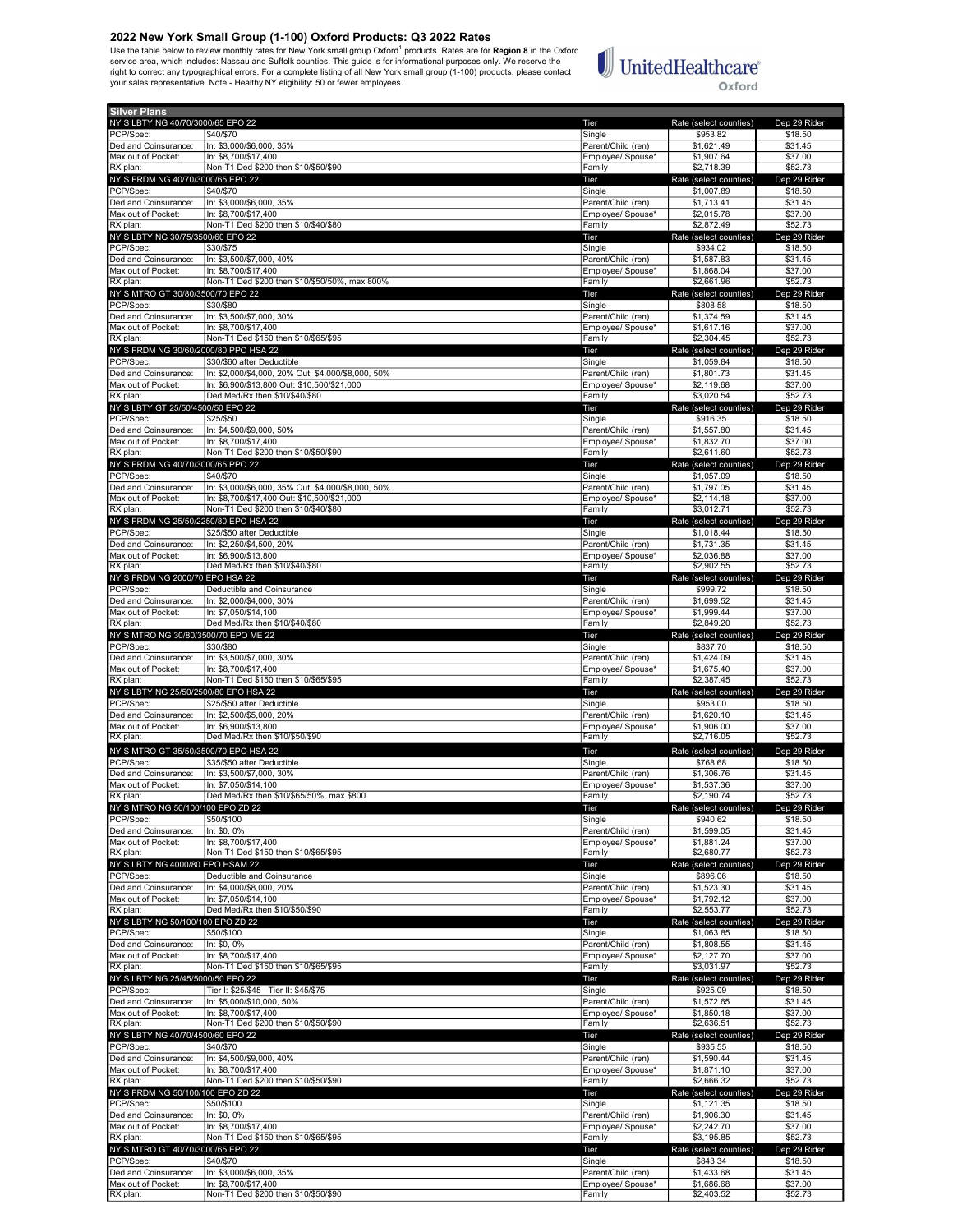# 2022 New York Small Group (1-100) Oxford Products: Q3 2022 Rates

Use the table below to review monthly rates for New York small group Oxford[1] products. Rates are for **Region 8** in the Oxford service area, which includes: Nassau and Suffolk counties. This guide is for informational purposes only. We reserve the right to correct any typographical errors. For a complete listing of all New York small group (1-100) products, please contact your sales representative. Note - Healthy NY eligibility: 50 or fewer employees.

UnitedHealthcare Oxford

| Silver Plans | | | | |
|---|---|---|---|---|
| **NY S LBTY NG 40/70/3000/65 EPO 22** | | Tier | Rate (select counties) | Dep 29 Rider |
| PCP/Spec: | $40/$70 | Single | $953.82 | $18.50 |
| Ded and Coinsurance: | In: $3,000/$6,000, 35% | Parent/Child (ren) | $1,621.49 | $31.45 |
| Max out of Pocket: | In: $8,700/$17,400 | Employee/ Spouse* | $1,907.64 | $37.00 |
| RX plan: | Non-T1 Ded $200 then $10/$50/$90 | Family | $2,718.39 | $52.73 |
| **NY S FRDM NG 40/70/3000/65 EPO 22** | | Tier | Rate (select counties) | Dep 29 Rider |
| PCP/Spec: | $40/$70 | Single | $1,007.89 | $18.50 |
| Ded and Coinsurance: | In: $3,000/$6,000, 35% | Parent/Child (ren) | $1,713.41 | $31.45 |
| Max out of Pocket: | In: $8,700/$17,400 | Employee/ Spouse* | $2,015.78 | $37.00 |
| RX plan: | Non-T1 Ded $200 then $10/$40/$80 | Family | $2,872.49 | $52.73 |
| **NY S LBTY NG 30/75/3500/60 EPO 22** | | Tier | Rate (select counties) | Dep 29 Rider |
| PCP/Spec: | $30/$75 | Single | $934.02 | $18.50 |
| Ded and Coinsurance: | In: $3,500/$7,000, 40% | Parent/Child (ren) | $1,587.83 | $31.45 |
| Max out of Pocket: | In: $8,700/$17,400 | Employee/ Spouse* | $1,868.04 | $37.00 |
| RX plan: | Non-T1 Ded $200 then $10/$50/50%, max 800% | Family | $2,661.96 | $52.73 |
| **NY S MTRO GT 30/80/3500/70 EPO 22** | | Tier | Rate (select counties) | Dep 29 Rider |
| PCP/Spec: | $30/$80 | Single | $808.58 | $18.50 |
| Ded and Coinsurance: | In: $3,500/$7,000, 30% | Parent/Child (ren) | $1,374.59 | $31.45 |
| Max out of Pocket: | In: $8,700/$17,400 | Employee/ Spouse* | $1,617.16 | $37.00 |
| RX plan: | Non-T1 Ded $150 then $10/$65/$95 | Family | $2,304.45 | $52.73 |
| **NY S FRDM NG 30/60/2000/80 PPO HSA 22** | | Tier | Rate (select counties) | Dep 29 Rider |
| PCP/Spec: | $30/$60 after Deductible | Single | $1,059.84 | $18.50 |
| Ded and Coinsurance: | In: $2,000/$4,000, 20% Out: $4,000/$8,000, 50% | Parent/Child (ren) | $1,801.73 | $31.45 |
| Max out of Pocket: | In: $6,900/$13,800 Out: $10,500/$21,000 | Employee/ Spouse* | $2,119.68 | $37.00 |
| RX plan: | Ded Med/Rx then $10/$40/$80 | Family | $3,020.54 | $52.73 |
| **NY S LBTY GT 25/50/4500/50 EPO 22** | | Tier | Rate (select counties) | Dep 29 Rider |
| PCP/Spec: | $25/$50 | Single | $916.35 | $18.50 |
| Ded and Coinsurance: | In: $4,500/$9,000, 50% | Parent/Child (ren) | $1,557.80 | $31.45 |
| Max out of Pocket: | In: $8,700/$17,400 | Employee/ Spouse* | $1,832.70 | $37.00 |
| RX plan: | Non-T1 Ded $200 then $10/$50/$90 | Family | $2,611.60 | $52.73 |
| **NY S FRDM NG 40/70/3000/65 PPO 22** | | Tier | Rate (select counties) | Dep 29 Rider |
| PCP/Spec: | $40/$70 | Single | $1,057.09 | $18.50 |
| Ded and Coinsurance: | In: $3,000/$6,000, 35% Out: $4,000/$8,000, 50% | Parent/Child (ren) | $1,797.05 | $31.45 |
| Max out of Pocket: | In: $8,700/$17,400 Out: $10,500/$21,000 | Employee/ Spouse* | $2,114.18 | $37.00 |
| RX plan: | Non-T1 Ded $200 then $10/$40/$80 | Family | $3,012.71 | $52.73 |
| **NY S FRDM NG 25/50/2250/80 EPO HSA 22** | | Tier | Rate (select counties) | Dep 29 Rider |
| PCP/Spec: | $25/$50 after Deductible | Single | $1,018.44 | $18.50 |
| Ded and Coinsurance: | In: $2,250/$4,500, 20% | Parent/Child (ren) | $1,731.35 | $31.45 |
| Max out of Pocket: | In: $6,900/$13,800 | Employee/ Spouse* | $2,036.88 | $37.00 |
| RX plan: | Ded Med/Rx then $10/$40/$80 | Family | $2,902.55 | $52.73 |
| **NY S FRDM NG 2000/70 EPO HSA 22** | | Tier | Rate (select counties) | Dep 29 Rider |
| PCP/Spec: | Deductible and Coinsurance | Single | $999.72 | $18.50 |
| Ded and Coinsurance: | In: $2,000/$4,000, 30% | Parent/Child (ren) | $1,699.52 | $31.45 |
| Max out of Pocket: | In: $7,050/$14,100 | Employee/ Spouse* | $1,999.44 | $37.00 |
| RX plan: | Ded Med/Rx then $10/$40/$80 | Family | $2,849.20 | $52.73 |
| **NY S MTRO NG 30/80/3500/70 EPO ME 22** | | Tier | Rate (select counties) | Dep 29 Rider |
| PCP/Spec: | $30/$80 | Single | $837.70 | $18.50 |
| Ded and Coinsurance: | In: $3,500/$7,000, 30% | Parent/Child (ren) | $1,424.09 | $31.45 |
| Max out of Pocket: | In: $8,700/$17,400 | Employee/ Spouse* | $1,675.40 | $37.00 |
| RX plan: | Non-T1 Ded $150 then $10/$65/$95 | Family | $2,387.45 | $52.73 |
| **NY S LBTY NG 25/50/2500/80 EPO HSA 22** | | Tier | Rate (select counties) | Dep 29 Rider |
| PCP/Spec: | $25/$50 after Deductible | Single | $953.00 | $18.50 |
| Ded and Coinsurance: | In: $2,500/$5,000, 20% | Parent/Child (ren) | $1,620.10 | $31.45 |
| Max out of Pocket: | In: $6,900/$13,800 | Employee/ Spouse* | $1,906.00 | $37.00 |
| RX plan: | Ded Med/Rx then $10/$50/$90 | Family | $2,716.05 | $52.73 |
| **NY S MTRO GT 35/50/3500/70 EPO HSA 22** | | Tier | Rate (select counties) | Dep 29 Rider |
| PCP/Spec: | $35/$50 after Deductible | Single | $768.68 | $18.50 |
| Ded and Coinsurance: | In: $3,500/$7,000, 30% | Parent/Child (ren) | $1,306.76 | $31.45 |
| Max out of Pocket: | In: $7,050/$14,100 | Employee/ Spouse* | $1,537.36 | $37.00 |
| RX plan: | Ded Med/Rx then $10/$65/50%, max $800 | Family | $2,190.74 | $52.73 |
| **NY S MTRO NG 50/100/100 EPO ZD 22** | | Tier | Rate (select counties) | Dep 29 Rider |
| PCP/Spec: | $50/$100 | Single | $940.62 | $18.50 |
| Ded and Coinsurance: | In: $0, 0% | Parent/Child (ren) | $1,599.05 | $31.45 |
| Max out of Pocket: | In: $8,700/$17,400 | Employee/ Spouse* | $1,881.24 | $37.00 |
| RX plan: | Non-T1 Ded $150 then $10/$65/$95 | Family | $2,680.77 | $52.73 |
| **NY S LBTY NG 4000/80 EPO HSAM 22** | | Tier | Rate (select counties) | Dep 29 Rider |
| PCP/Spec: | Deductible and Coinsurance | Single | $896.06 | $18.50 |
| Ded and Coinsurance: | In: $4,000/$8,000, 20% | Parent/Child (ren) | $1,523.30 | $31.45 |
| Max out of Pocket: | In: $7,050/$14,100 | Employee/ Spouse* | $1,792.12 | $37.00 |
| RX plan: | Ded Med/Rx then $10/$50/$90 | Family | $2,553.77 | $52.73 |
| **NY S LBTY NG 50/100/100 EPO ZD 22** | | Tier | Rate (select counties) | Dep 29 Rider |
| PCP/Spec: | $50/$100 | Single | $1,063.85 | $18.50 |
| Ded and Coinsurance: | In: $0, 0% | Parent/Child (ren) | $1,808.55 | $31.45 |
| Max out of Pocket: | In: $8,700/$17,400 | Employee/ Spouse* | $2,127.70 | $37.00 |
| RX plan: | Non-T1 Ded $150 then $10/$65/$95 | Family | $3,031.97 | $52.73 |
| **NY S LBTY NG 25/45/5000/50 EPO 22** | | Tier | Rate (select counties) | Dep 29 Rider |
| PCP/Spec: | Tier I: $25/$45 Tier II: $45/$75 | Single | $925.09 | $18.50 |
| Ded and Coinsurance: | In: $5,000/$10,000, 50% | Parent/Child (ren) | $1,572.65 | $31.45 |
| Max out of Pocket: | In: $8,700/$17,400 | Employee/ Spouse* | $1,850.18 | $37.00 |
| RX plan: | Non-T1 Ded $200 then $10/$50/$90 | Family | $2,636.51 | $52.73 |
| **NY S LBTY NG 40/70/4500/60 EPO 22** | | Tier | Rate (select counties) | Dep 29 Rider |
| PCP/Spec: | $40/$70 | Single | $935.55 | $18.50 |
| Ded and Coinsurance: | In: $4,500/$9,000, 40% | Parent/Child (ren) | $1,590.44 | $31.45 |
| Max out of Pocket: | In: $8,700/$17,400 | Employee/ Spouse* | $1,871.10 | $37.00 |
| RX plan: | Non-T1 Ded $200 then $10/$50/$90 | Family | $2,666.32 | $52.73 |
| **NY S FRDM NG 50/100/100 EPO ZD 22** | | Tier | Rate (select counties) | Dep 29 Rider |
| PCP/Spec: | $50/$100 | Single | $1,121.35 | $18.50 |
| Ded and Coinsurance: | In: $0, 0% | Parent/Child (ren) | $1,906.30 | $31.45 |
| Max out of Pocket: | In: $8,700/$17,400 | Employee/ Spouse* | $2,242.70 | $37.00 |
| RX plan: | Non-T1 Ded $150 then $10/$65/$95 | Family | $3,195.85 | $52.73 |
| **NY S MTRO GT 40/70/3000/65 EPO 22** | | Tier | Rate (select counties) | Dep 29 Rider |
| PCP/Spec: | $40/$70 | Single | $843.34 | $18.50 |
| Ded and Coinsurance: | In: $3,000/$6,000, 35% | Parent/Child (ren) | $1,433.68 | $31.45 |
| Max out of Pocket: | In: $8,700/$17,400 | Employee/ Spouse* | $1,686.68 | $37.00 |
| RX plan: | Non-T1 Ded $200 then $10/$50/$90 | Family | $2,403.52 | $52.73 |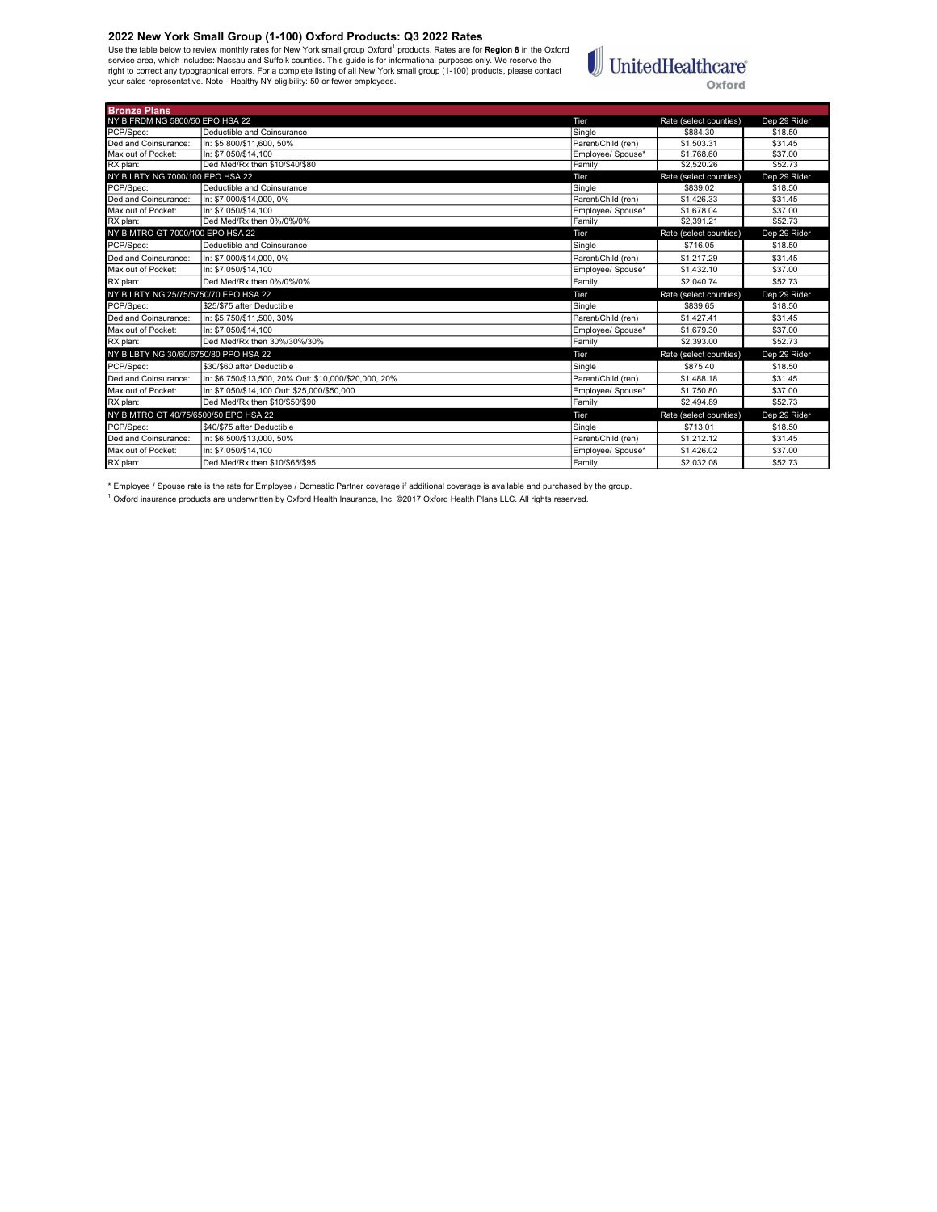## 2022 New York Small Group (1-100) Oxford Products: Q3 2022 Rates

Use the table below to review monthly rates for New York small group Oxford[1] products. Rates are for **Region 8** in the Oxford service area, which includes: Nassau and Suffolk counties. This guide is for informational purposes only. We reserve the right to correct any typographical errors. For a complete listing of all New York small group (1-100) products, please contact your sales representative. Note - Healthy NY eligibility: 50 or fewer employees.

UnitedHealthcare Oxford

| Bronze Plans | | | | |
|---|---|---|---|---|
| NY B FRDM NG 5800/50 EPO HSA 22 | | Tier | Rate (select counties) | Dep 29 Rider |
| PCP/Spec: | Deductible and Coinsurance | Single | $884.30 | $18.50 |
| Ded and Coinsurance: | In: $5,800/$11,600, 50% | Parent/Child (ren) | $1,503.31 | $31.45 |
| Max out of Pocket: | In: $7,050/$14,100 | Employee/ Spouse* | $1,768.60 | $37.00 |
| RX plan: | Ded Med/Rx then $10/$40/$80 | Family | $2,520.26 | $52.73 |
| NY B LBTY NG 7000/100 EPO HSA 22 | | Tier | Rate (select counties) | Dep 29 Rider |
| PCP/Spec: | Deductible and Coinsurance | Single | $839.02 | $18.50 |
| Ded and Coinsurance: | In: $7,000/$14,000, 0% | Parent/Child (ren) | $1,426.33 | $31.45 |
| Max out of Pocket: | In: $7,050/$14,100 | Employee/ Spouse* | $1,678.04 | $37.00 |
| RX plan: | Ded Med/Rx then 0%/0%/0% | Family | $2,391.21 | $52.73 |
| NY B MTRO GT 7000/100 EPO HSA 22 | | Tier | Rate (select counties) | Dep 29 Rider |
| PCP/Spec: | Deductible and Coinsurance | Single | $716.05 | $18.50 |
| Ded and Coinsurance: | In: $7,000/$14,000, 0% | Parent/Child (ren) | $1,217.29 | $31.45 |
| Max out of Pocket: | In: $7,050/$14,100 | Employee/ Spouse* | $1,432.10 | $37.00 |
| RX plan: | Ded Med/Rx then 0%/0%/0% | Family | $2,040.74 | $52.73 |
| NY B LBTY NG 25/75/5750/70 EPO HSA 22 | | Tier | Rate (select counties) | Dep 29 Rider |
| PCP/Spec: | $25/$75 after Deductible | Single | $839.65 | $18.50 |
| Ded and Coinsurance: | In: $5,750/$11,500, 30% | Parent/Child (ren) | $1,427.41 | $31.45 |
| Max out of Pocket: | In: $7,050/$14,100 | Employee/ Spouse* | $1,679.30 | $37.00 |
| RX plan: | Ded Med/Rx then 30%/30%/30% | Family | $2,393.00 | $52.73 |
| NY B LBTY NG 30/60/6750/80 PPO HSA 22 | | Tier | Rate (select counties) | Dep 29 Rider |
| PCP/Spec: | $30/$60 after Deductible | Single | $875.40 | $18.50 |
| Ded and Coinsurance: | In: $6,750/$13,500, 20% Out: $10,000/$20,000, 20% | Parent/Child (ren) | $1,488.18 | $31.45 |
| Max out of Pocket: | In: $7,050/$14,100 Out: $25,000/$50,000 | Employee/ Spouse* | $1,750.80 | $37.00 |
| RX plan: | Ded Med/Rx then $10/$50/$90 | Family | $2,494.89 | $52.73 |
| NY B MTRO GT 40/75/6500/50 EPO HSA 22 | | Tier | Rate (select counties) | Dep 29 Rider |
| PCP/Spec: | $40/$75 after Deductible | Single | $713.01 | $18.50 |
| Ded and Coinsurance: | In: $6,500/$13,000, 50% | Parent/Child (ren) | $1,212.12 | $31.45 |
| Max out of Pocket: | In: $7,050/$14,100 | Employee/ Spouse* | $1,426.02 | $37.00 |
| RX plan: | Ded Med/Rx then $10/$65/$95 | Family | $2,032.08 | $52.73 |

* Employee / Spouse rate is the rate for Employee / Domestic Partner coverage if additional coverage is available and purchased by the group.

[1] Oxford insurance products are underwritten by Oxford Health Insurance, Inc. ©2017 Oxford Health Plans LLC. All rights reserved.